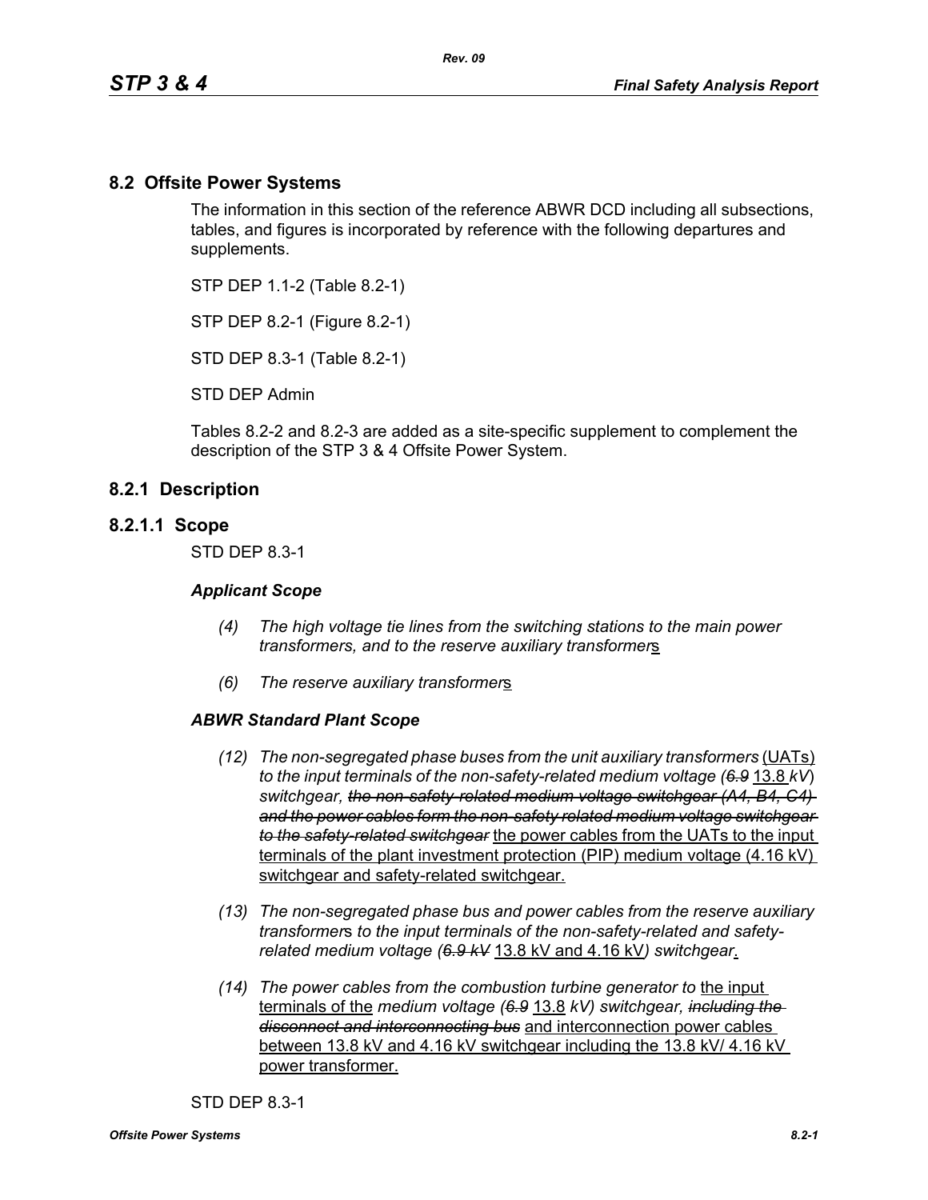## 8.2 Offsite Power Systems

The information in this section of the reference ABWR DCD including all subsections, tables, and figures is incorporated by reference with the following departures and supplements.

STP DEP 1.1-2 (Table 8.2-1)

STP DEP 8.2-1 (Figure 8.2-1)

STD DEP 8.3-1 (Table 8.2-1)

STD DEP Admin

Tables 8.2-2 and 8.2-3 are added as a site-specific supplement to complement the description of the STP 3 & 4 Offsite Power System.

## 8.2.1 Description

### 8.2.1.1 Scope

STD DEP 8.3-1

***Applicant Scope***

*(4) The high voltage tie lines from the switching stations to the main power transformers, and to the reserve auxiliary transformer*<u>s</u>

*(6) The reserve auxiliary transformer*<u>s</u>

***ABWR Standard Plant Scope***

*(12) The non-segregated phase buses from the unit auxiliary transformers* <u>(UATs)</u> *to the input terminals of the non-safety-related medium voltage (~~6.9~~* <u>13.8</u> *kV) switchgear, ~~the non-safety-related medium voltage switchgear (A4, B4, C4) and the power cables form the non-safety related medium voltage switchgear to the safety-related switchgear~~* <u>the power cables from the UATs to the input terminals of the plant investment protection (PIP) medium voltage (4.16 kV) switchgear and safety-related switchgear.</u>

*(13) The non-segregated phase bus and power cables from the reserve auxiliary transformer*s *to the input terminals of the non-safety-related and safety-related medium voltage (~~6.9 kV~~* <u>13.8 kV and 4.16 kV</u>*) switchgear*<u>.</u>

*(14) The power cables from the combustion turbine generator to* <u>the input terminals of the</u> *medium voltage (~~6.9~~* <u>13.8</u> *kV) switchgear, ~~including the disconnect and interconnecting bus~~* <u>and interconnection power cables between 13.8 kV and 4.16 kV switchgear including the 13.8 kV/ 4.16 kV power transformer.</u>

STD DEP 8.3-1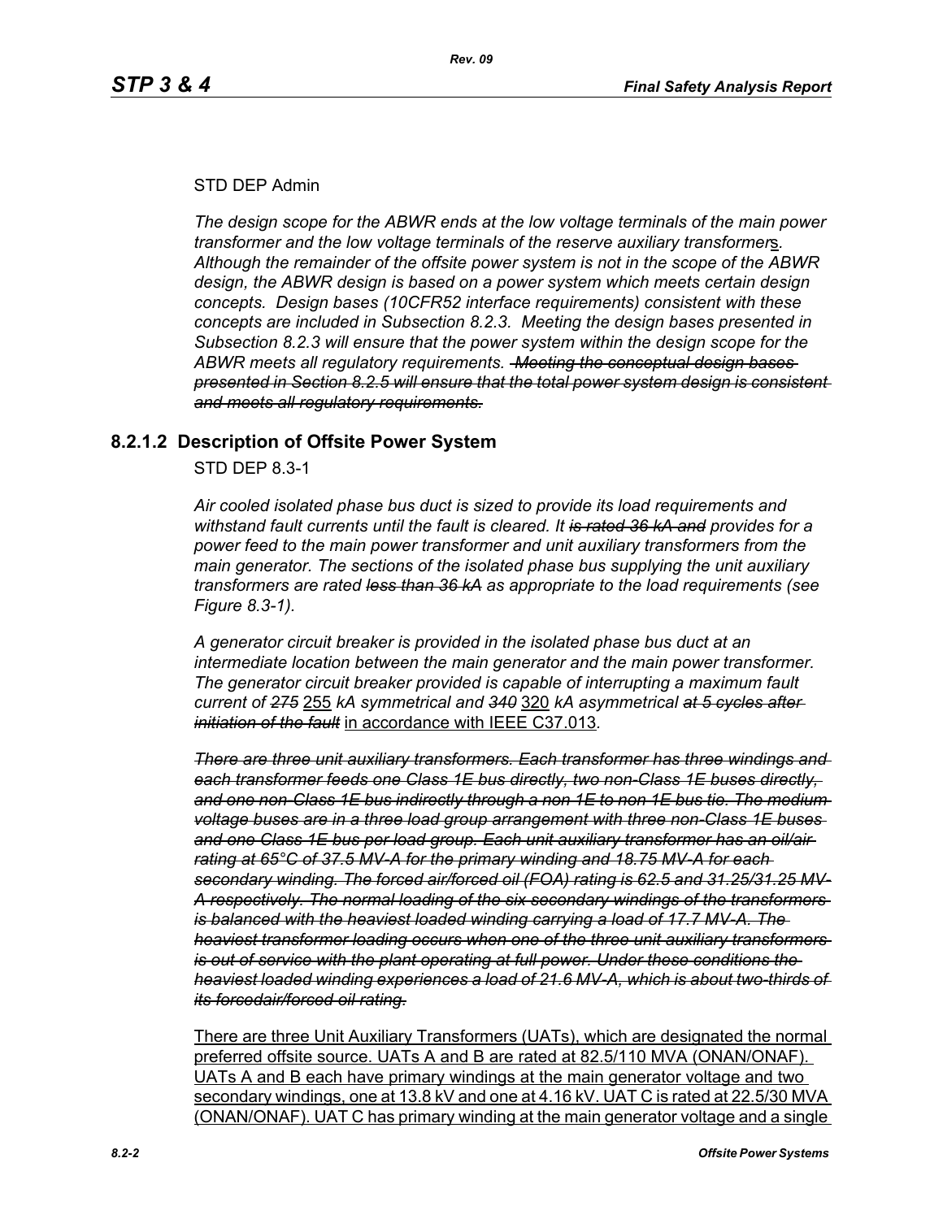STD DEP Admin

*The design scope for the ABWR ends at the low voltage terminals of the main power transformer and the low voltage terminals of the reserve auxiliary transformer*<u>s</u>*. Although the remainder of the offsite power system is not in the scope of the ABWR design, the ABWR design is based on a power system which meets certain design concepts. Design bases (10CFR52 interface requirements) consistent with these concepts are included in Subsection 8.2.3. Meeting the design bases presented in Subsection 8.2.3 will ensure that the power system within the design scope for the ABWR meets all regulatory requirements.* ~~*Meeting the conceptual design bases presented in Section 8.2.5 will ensure that the total power system design is consistent and meets all regulatory requirements.*~~

## 8.2.1.2 Description of Offsite Power System

STD DEP 8.3-1

*Air cooled isolated phase bus duct is sized to provide its load requirements and withstand fault currents until the fault is cleared. It* ~~*is rated 36 kA and*~~ *provides for a power feed to the main power transformer and unit auxiliary transformers from the main generator. The sections of the isolated phase bus supplying the unit auxiliary transformers are rated* ~~*less than 36 kA*~~ *as appropriate to the load requirements (see Figure 8.3-1).*

*A generator circuit breaker is provided in the isolated phase bus duct at an intermediate location between the main generator and the main power transformer. The generator circuit breaker provided is capable of interrupting a maximum fault current of* ~~*275*~~ <u>255</u> *kA symmetrical and* ~~*340*~~ <u>320</u> *kA asymmetrical* ~~*at 5 cycles after initiation of the fault*~~ <u>in accordance with IEEE C37.013</u>*.*

~~*There are three unit auxiliary transformers. Each transformer has three windings and each transformer feeds one Class 1E bus directly, two non-Class 1E buses directly, and one non-Class 1E bus indirectly through a non 1E to non 1E bus tie. The medium voltage buses are in a three load group arrangement with three non-Class 1E buses and one Class 1E bus per load group. Each unit auxiliary transformer has an oil/air rating at 65°C of 37.5 MV-A for the primary winding and 18.75 MV-A for each secondary winding. The forced air/forced oil (FOA) rating is 62.5 and 31.25/31.25 MV-A respectively. The normal loading of the six secondary windings of the transformers is balanced with the heaviest loaded winding carrying a load of 17.7 MV-A. The heaviest transformer loading occurs when one of the three unit auxiliary transformers is out of service with the plant operating at full power. Under these conditions the heaviest loaded winding experiences a load of 21.6 MV-A, which is about two-thirds of its forcedair/forced oil rating.*~~

<u>There are three Unit Auxiliary Transformers (UATs), which are designated the normal preferred offsite source. UATs A and B are rated at 82.5/110 MVA (ONAN/ONAF). UATs A and B each have primary windings at the main generator voltage and two secondary windings, one at 13.8 kV and one at 4.16 kV. UAT C is rated at 22.5/30 MVA (ONAN/ONAF). UAT C has primary winding at the main generator voltage and a single</u>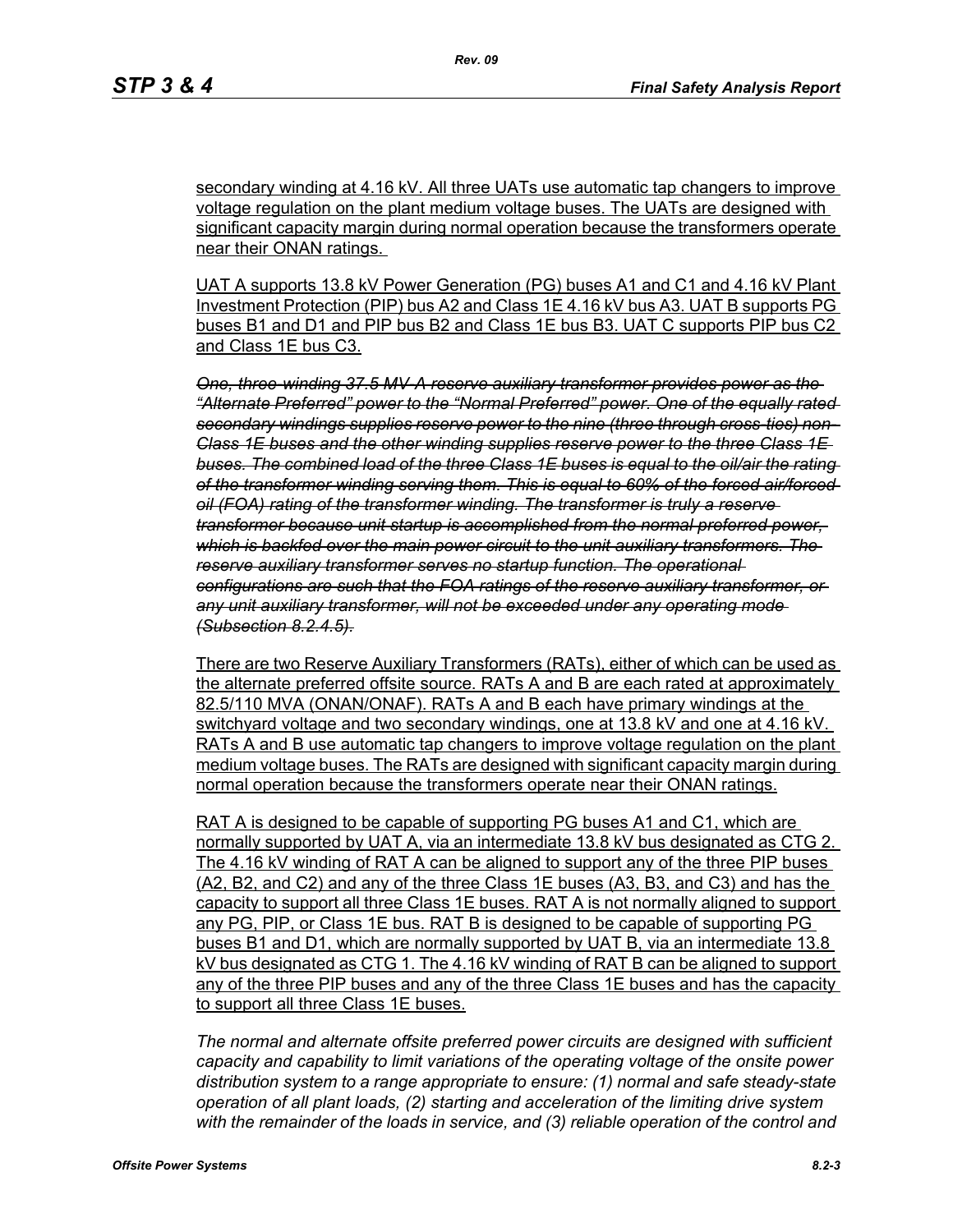secondary winding at 4.16 kV. All three UATs use automatic tap changers to improve voltage regulation on the plant medium voltage buses. The UATs are designed with significant capacity margin during normal operation because the transformers operate near their ONAN ratings.

UAT A supports 13.8 kV Power Generation (PG) buses A1 and C1 and 4.16 kV Plant Investment Protection (PIP) bus A2 and Class 1E 4.16 kV bus A3. UAT B supports PG buses B1 and D1 and PIP bus B2 and Class 1E bus B3. UAT C supports PIP bus C2 and Class 1E bus C3.

~~*One, three-winding 37.5 MV·A reserve auxiliary transformer provides power as the "Alternate Preferred" power to the "Normal Preferred" power. One of the equally rated secondary windings supplies reserve power to the nine (three through cross-ties) non-Class 1E buses and the other winding supplies reserve power to the three Class 1E buses. The combined load of the three Class 1E buses is equal to the oil/air the rating of the transformer winding serving them. This is equal to 60% of the forced air/forced oil (FOA) rating of the transformer winding. The transformer is truly a reserve transformer because unit startup is accomplished from the normal preferred power, which is backfed over the main power circuit to the unit auxiliary transformers. The reserve auxiliary transformer serves no startup function. The operational configurations are such that the FOA ratings of the reserve auxiliary transformer, or any unit auxiliary transformer, will not be exceeded under any operating mode (Subsection 8.2.4.5).*~~

There are two Reserve Auxiliary Transformers (RATs), either of which can be used as the alternate preferred offsite source. RATs A and B are each rated at approximately 82.5/110 MVA (ONAN/ONAF). RATs A and B each have primary windings at the switchyard voltage and two secondary windings, one at 13.8 kV and one at 4.16 kV. RATs A and B use automatic tap changers to improve voltage regulation on the plant medium voltage buses. The RATs are designed with significant capacity margin during normal operation because the transformers operate near their ONAN ratings.

RAT A is designed to be capable of supporting PG buses A1 and C1, which are normally supported by UAT A, via an intermediate 13.8 kV bus designated as CTG 2. The 4.16 kV winding of RAT A can be aligned to support any of the three PIP buses (A2, B2, and C2) and any of the three Class 1E buses (A3, B3, and C3) and has the capacity to support all three Class 1E buses. RAT A is not normally aligned to support any PG, PIP, or Class 1E bus. RAT B is designed to be capable of supporting PG buses B1 and D1, which are normally supported by UAT B, via an intermediate 13.8 kV bus designated as CTG 1. The 4.16 kV winding of RAT B can be aligned to support any of the three PIP buses and any of the three Class 1E buses and has the capacity to support all three Class 1E buses.

*The normal and alternate offsite preferred power circuits are designed with sufficient capacity and capability to limit variations of the operating voltage of the onsite power distribution system to a range appropriate to ensure: (1) normal and safe steady-state operation of all plant loads, (2) starting and acceleration of the limiting drive system with the remainder of the loads in service, and (3) reliable operation of the control and*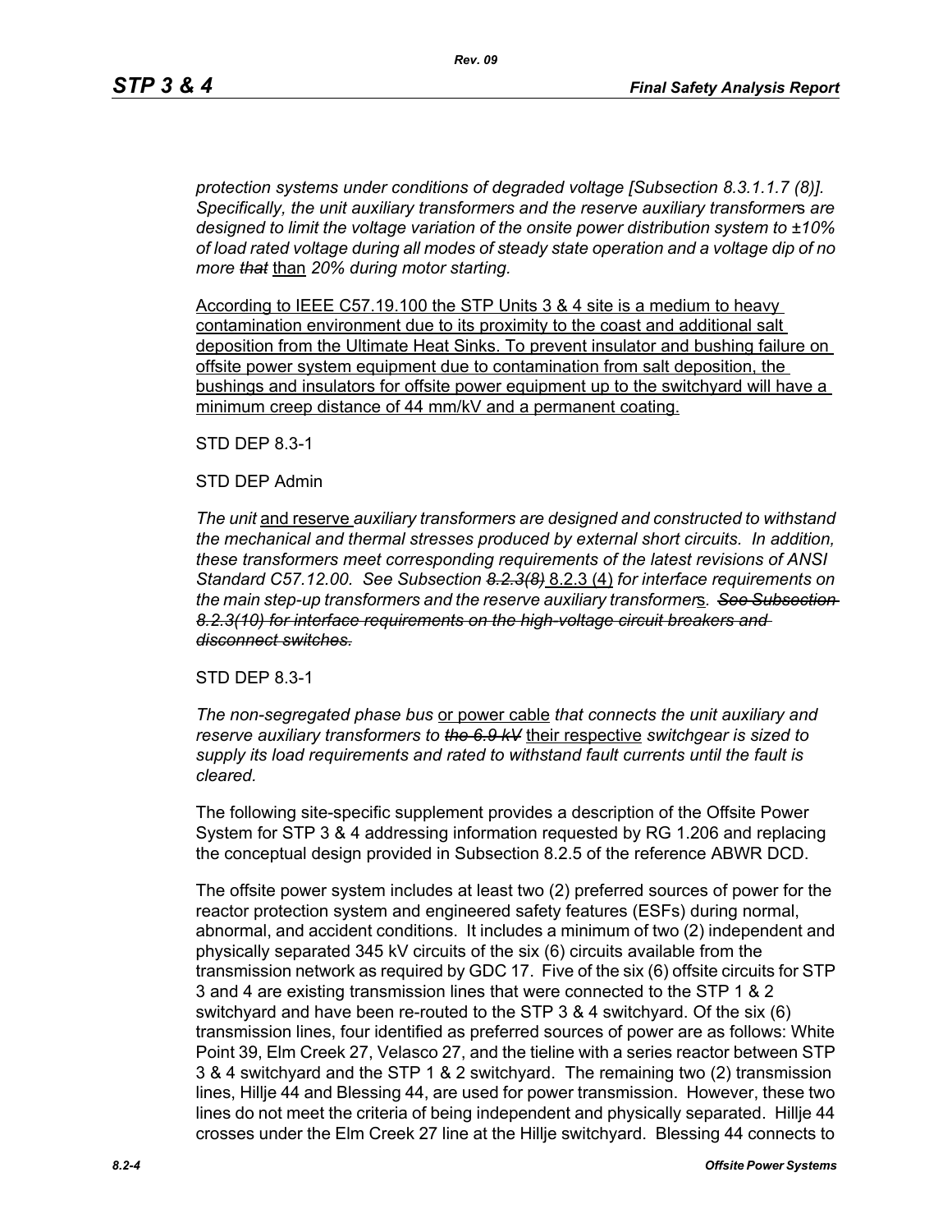*protection systems under conditions of degraded voltage [Subsection 8.3.1.1.7 (8)]. Specifically, the unit auxiliary transformers and the reserve auxiliary transformer*s *are designed to limit the voltage variation of the onsite power distribution system to ±10% of load rated voltage during all modes of steady state operation and a voltage dip of no more ~~that~~* <u>than</u> *20% during motor starting.*

<u>According to IEEE C57.19.100 the STP Units 3 & 4 site is a medium to heavy contamination environment due to its proximity to the coast and additional salt deposition from the Ultimate Heat Sinks. To prevent insulator and bushing failure on offsite power system equipment due to contamination from salt deposition, the bushings and insulators for offsite power equipment up to the switchyard will have a minimum creep distance of 44 mm/kV and a permanent coating.</u>

STD DEP 8.3-1

STD DEP Admin

*The unit* <u>and reserve</u> *auxiliary transformers are designed and constructed to withstand the mechanical and thermal stresses produced by external short circuits. In addition, these transformers meet corresponding requirements of the latest revisions of ANSI Standard C57.12.00. See Subsection ~~8.2.3(8)~~* <u>8.2.3 (4)</u> *for interface requirements on the main step-up transformers and the reserve auxiliary transformer*<u>s</u>*. ~~See Subsection 8.2.3(10) for interface requirements on the high-voltage circuit breakers and disconnect switches.~~*

STD DEP 8.3-1

*The non-segregated phase bus* <u>or power cable</u> *that connects the unit auxiliary and reserve auxiliary transformers to ~~the 6.9 kV~~* <u>their respective</u> *switchgear is sized to supply its load requirements and rated to withstand fault currents until the fault is cleared.*

The following site-specific supplement provides a description of the Offsite Power System for STP 3 & 4 addressing information requested by RG 1.206 and replacing the conceptual design provided in Subsection 8.2.5 of the reference ABWR DCD.

The offsite power system includes at least two (2) preferred sources of power for the reactor protection system and engineered safety features (ESFs) during normal, abnormal, and accident conditions. It includes a minimum of two (2) independent and physically separated 345 kV circuits of the six (6) circuits available from the transmission network as required by GDC 17. Five of the six (6) offsite circuits for STP 3 and 4 are existing transmission lines that were connected to the STP 1 & 2 switchyard and have been re-routed to the STP 3 & 4 switchyard. Of the six (6) transmission lines, four identified as preferred sources of power are as follows: White Point 39, Elm Creek 27, Velasco 27, and the tieline with a series reactor between STP 3 & 4 switchyard and the STP 1 & 2 switchyard. The remaining two (2) transmission lines, Hillje 44 and Blessing 44, are used for power transmission. However, these two lines do not meet the criteria of being independent and physically separated. Hillje 44 crosses under the Elm Creek 27 line at the Hillje switchyard. Blessing 44 connects to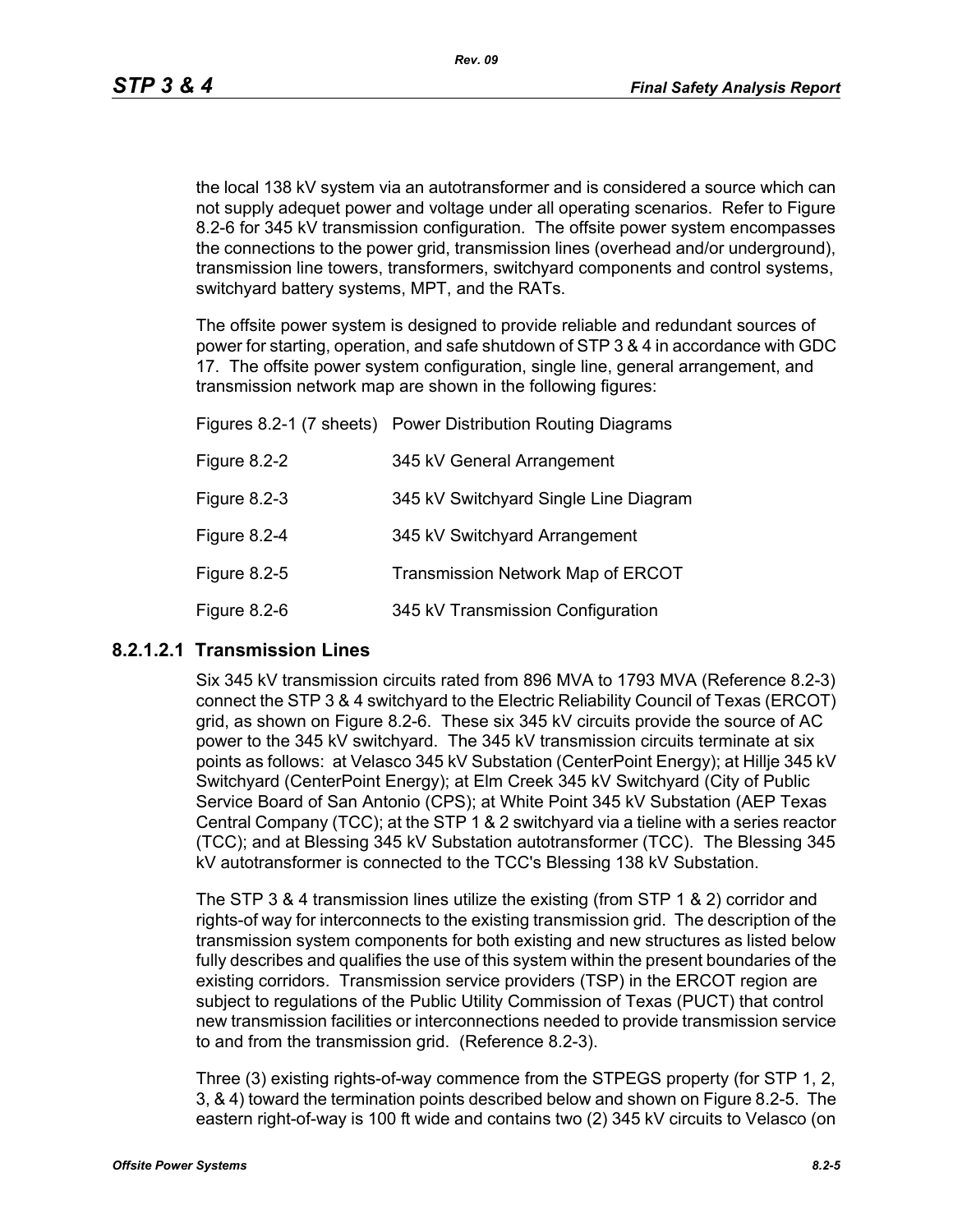the local 138 kV system via an autotransformer and is considered a source which can not supply adequet power and voltage under all operating scenarios. Refer to Figure 8.2-6 for 345 kV transmission configuration. The offsite power system encompasses the connections to the power grid, transmission lines (overhead and/or underground), transmission line towers, transformers, switchyard components and control systems, switchyard battery systems, MPT, and the RATs.

The offsite power system is designed to provide reliable and redundant sources of power for starting, operation, and safe shutdown of STP 3 & 4 in accordance with GDC 17. The offsite power system configuration, single line, general arrangement, and transmission network map are shown in the following figures:

| | |
|---|---|
| Figures 8.2-1 (7 sheets) | Power Distribution Routing Diagrams |
| Figure 8.2-2 | 345 kV General Arrangement |
| Figure 8.2-3 | 345 kV Switchyard Single Line Diagram |
| Figure 8.2-4 | 345 kV Switchyard Arrangement |
| Figure 8.2-5 | Transmission Network Map of ERCOT |
| Figure 8.2-6 | 345 kV Transmission Configuration |

#### 8.2.1.2.1 Transmission Lines

Six 345 kV transmission circuits rated from 896 MVA to 1793 MVA (Reference 8.2-3) connect the STP 3 & 4 switchyard to the Electric Reliability Council of Texas (ERCOT) grid, as shown on Figure 8.2-6. These six 345 kV circuits provide the source of AC power to the 345 kV switchyard. The 345 kV transmission circuits terminate at six points as follows: at Velasco 345 kV Substation (CenterPoint Energy); at Hillje 345 kV Switchyard (CenterPoint Energy); at Elm Creek 345 kV Switchyard (City of Public Service Board of San Antonio (CPS); at White Point 345 kV Substation (AEP Texas Central Company (TCC); at the STP 1 & 2 switchyard via a tieline with a series reactor (TCC); and at Blessing 345 kV Substation autotransformer (TCC). The Blessing 345 kV autotransformer is connected to the TCC's Blessing 138 kV Substation.

The STP 3 & 4 transmission lines utilize the existing (from STP 1 & 2) corridor and rights-of way for interconnects to the existing transmission grid. The description of the transmission system components for both existing and new structures as listed below fully describes and qualifies the use of this system within the present boundaries of the existing corridors. Transmission service providers (TSP) in the ERCOT region are subject to regulations of the Public Utility Commission of Texas (PUCT) that control new transmission facilities or interconnections needed to provide transmission service to and from the transmission grid. (Reference 8.2-3).

Three (3) existing rights-of-way commence from the STPEGS property (for STP 1, 2, 3, & 4) toward the termination points described below and shown on Figure 8.2-5. The eastern right-of-way is 100 ft wide and contains two (2) 345 kV circuits to Velasco (on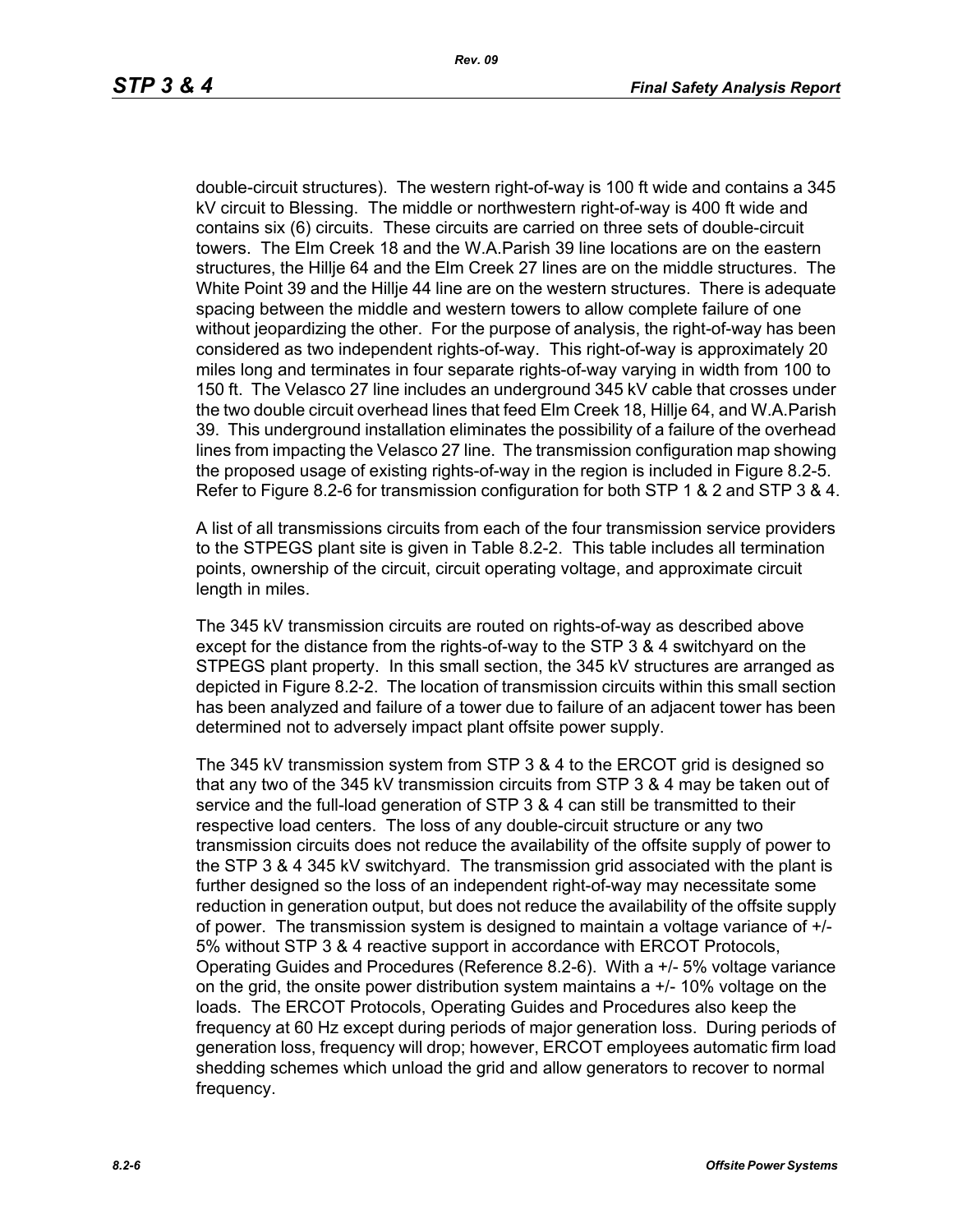double-circuit structures). The western right-of-way is 100 ft wide and contains a 345 kV circuit to Blessing. The middle or northwestern right-of-way is 400 ft wide and contains six (6) circuits. These circuits are carried on three sets of double-circuit towers. The Elm Creek 18 and the W.A.Parish 39 line locations are on the eastern structures, the Hillje 64 and the Elm Creek 27 lines are on the middle structures. The White Point 39 and the Hillje 44 line are on the western structures. There is adequate spacing between the middle and western towers to allow complete failure of one without jeopardizing the other. For the purpose of analysis, the right-of-way has been considered as two independent rights-of-way. This right-of-way is approximately 20 miles long and terminates in four separate rights-of-way varying in width from 100 to 150 ft. The Velasco 27 line includes an underground 345 kV cable that crosses under the two double circuit overhead lines that feed Elm Creek 18, Hillje 64, and W.A.Parish 39. This underground installation eliminates the possibility of a failure of the overhead lines from impacting the Velasco 27 line. The transmission configuration map showing the proposed usage of existing rights-of-way in the region is included in Figure 8.2-5. Refer to Figure 8.2-6 for transmission configuration for both STP 1 & 2 and STP 3 & 4.

A list of all transmissions circuits from each of the four transmission service providers to the STPEGS plant site is given in Table 8.2-2. This table includes all termination points, ownership of the circuit, circuit operating voltage, and approximate circuit length in miles.

The 345 kV transmission circuits are routed on rights-of-way as described above except for the distance from the rights-of-way to the STP 3 & 4 switchyard on the STPEGS plant property. In this small section, the 345 kV structures are arranged as depicted in Figure 8.2-2. The location of transmission circuits within this small section has been analyzed and failure of a tower due to failure of an adjacent tower has been determined not to adversely impact plant offsite power supply.

The 345 kV transmission system from STP 3 & 4 to the ERCOT grid is designed so that any two of the 345 kV transmission circuits from STP 3 & 4 may be taken out of service and the full-load generation of STP 3 & 4 can still be transmitted to their respective load centers. The loss of any double-circuit structure or any two transmission circuits does not reduce the availability of the offsite supply of power to the STP 3 & 4 345 kV switchyard. The transmission grid associated with the plant is further designed so the loss of an independent right-of-way may necessitate some reduction in generation output, but does not reduce the availability of the offsite supply of power. The transmission system is designed to maintain a voltage variance of +/- 5% without STP 3 & 4 reactive support in accordance with ERCOT Protocols, Operating Guides and Procedures (Reference 8.2-6). With a +/- 5% voltage variance on the grid, the onsite power distribution system maintains a +/- 10% voltage on the loads. The ERCOT Protocols, Operating Guides and Procedures also keep the frequency at 60 Hz except during periods of major generation loss. During periods of generation loss, frequency will drop; however, ERCOT employees automatic firm load shedding schemes which unload the grid and allow generators to recover to normal frequency.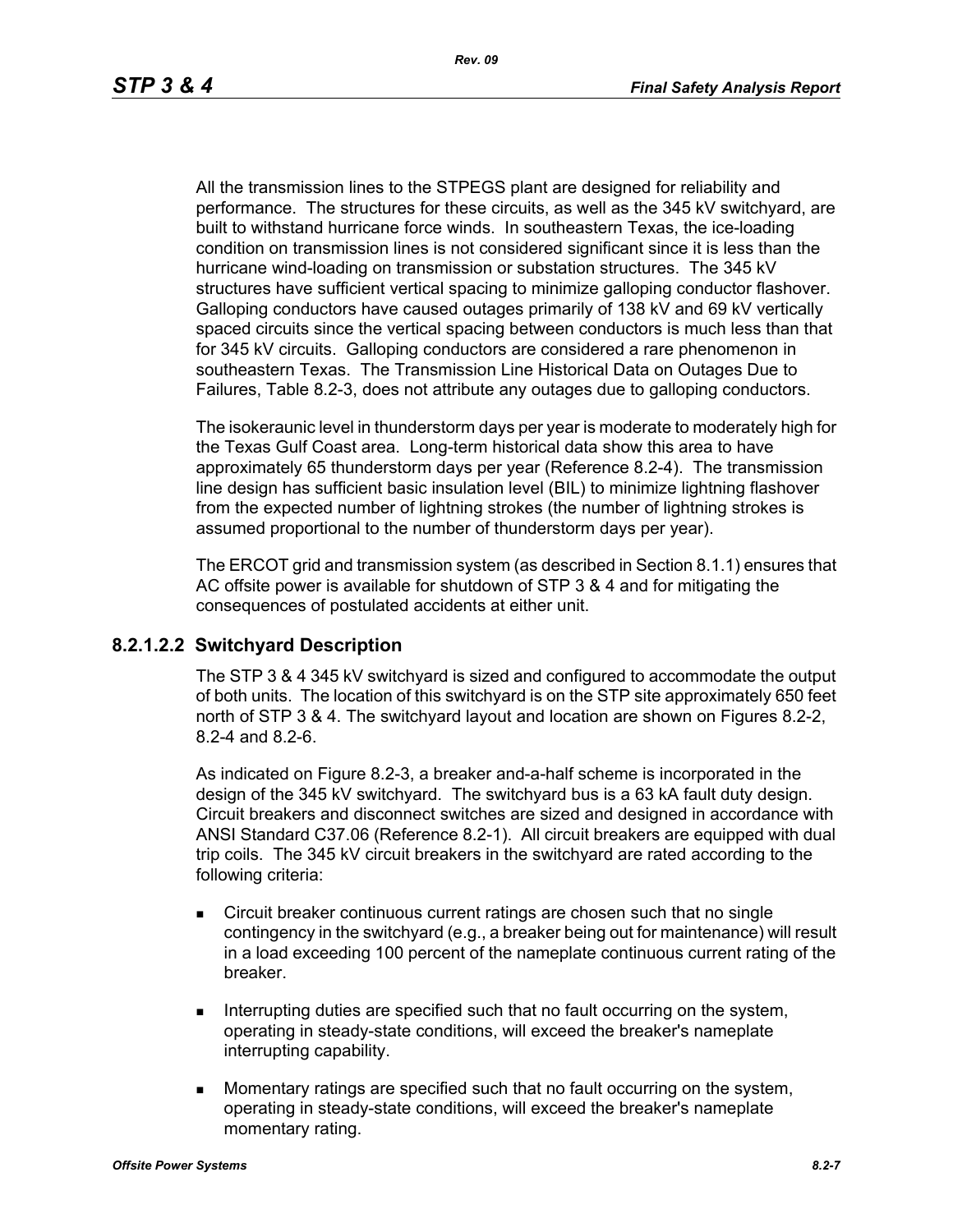All the transmission lines to the STPEGS plant are designed for reliability and performance. The structures for these circuits, as well as the 345 kV switchyard, are built to withstand hurricane force winds. In southeastern Texas, the ice-loading condition on transmission lines is not considered significant since it is less than the hurricane wind-loading on transmission or substation structures. The 345 kV structures have sufficient vertical spacing to minimize galloping conductor flashover. Galloping conductors have caused outages primarily of 138 kV and 69 kV vertically spaced circuits since the vertical spacing between conductors is much less than that for 345 kV circuits. Galloping conductors are considered a rare phenomenon in southeastern Texas. The Transmission Line Historical Data on Outages Due to Failures, Table 8.2-3, does not attribute any outages due to galloping conductors.

The isokeraunic level in thunderstorm days per year is moderate to moderately high for the Texas Gulf Coast area. Long-term historical data show this area to have approximately 65 thunderstorm days per year (Reference 8.2-4). The transmission line design has sufficient basic insulation level (BIL) to minimize lightning flashover from the expected number of lightning strokes (the number of lightning strokes is assumed proportional to the number of thunderstorm days per year).

The ERCOT grid and transmission system (as described in Section 8.1.1) ensures that AC offsite power is available for shutdown of STP 3 & 4 and for mitigating the consequences of postulated accidents at either unit.

#### 8.2.1.2.2 Switchyard Description

The STP 3 & 4 345 kV switchyard is sized and configured to accommodate the output of both units. The location of this switchyard is on the STP site approximately 650 feet north of STP 3 & 4. The switchyard layout and location are shown on Figures 8.2-2, 8.2-4 and 8.2-6.

As indicated on Figure 8.2-3, a breaker and-a-half scheme is incorporated in the design of the 345 kV switchyard. The switchyard bus is a 63 kA fault duty design. Circuit breakers and disconnect switches are sized and designed in accordance with ANSI Standard C37.06 (Reference 8.2-1). All circuit breakers are equipped with dual trip coils. The 345 kV circuit breakers in the switchyard are rated according to the following criteria:

- Circuit breaker continuous current ratings are chosen such that no single contingency in the switchyard (e.g., a breaker being out for maintenance) will result in a load exceeding 100 percent of the nameplate continuous current rating of the breaker.
- Interrupting duties are specified such that no fault occurring on the system, operating in steady-state conditions, will exceed the breaker's nameplate interrupting capability.
- Momentary ratings are specified such that no fault occurring on the system, operating in steady-state conditions, will exceed the breaker's nameplate momentary rating.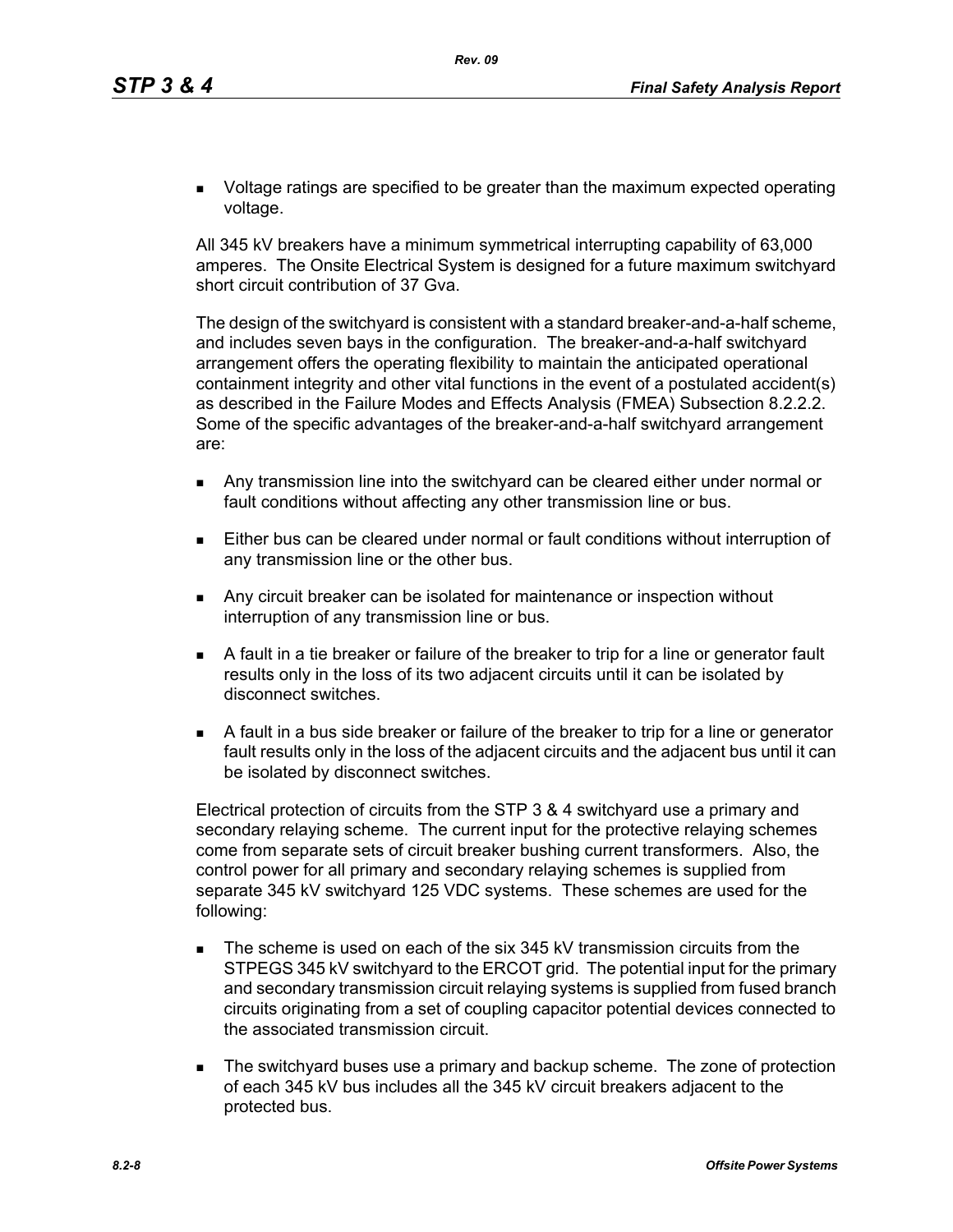- Voltage ratings are specified to be greater than the maximum expected operating voltage.

All 345 kV breakers have a minimum symmetrical interrupting capability of 63,000 amperes. The Onsite Electrical System is designed for a future maximum switchyard short circuit contribution of 37 Gva.

The design of the switchyard is consistent with a standard breaker-and-a-half scheme, and includes seven bays in the configuration. The breaker-and-a-half switchyard arrangement offers the operating flexibility to maintain the anticipated operational containment integrity and other vital functions in the event of a postulated accident(s) as described in the Failure Modes and Effects Analysis (FMEA) Subsection 8.2.2.2. Some of the specific advantages of the breaker-and-a-half switchyard arrangement are:

- Any transmission line into the switchyard can be cleared either under normal or fault conditions without affecting any other transmission line or bus.
- Either bus can be cleared under normal or fault conditions without interruption of any transmission line or the other bus.
- Any circuit breaker can be isolated for maintenance or inspection without interruption of any transmission line or bus.
- A fault in a tie breaker or failure of the breaker to trip for a line or generator fault results only in the loss of its two adjacent circuits until it can be isolated by disconnect switches.
- A fault in a bus side breaker or failure of the breaker to trip for a line or generator fault results only in the loss of the adjacent circuits and the adjacent bus until it can be isolated by disconnect switches.

Electrical protection of circuits from the STP 3 & 4 switchyard use a primary and secondary relaying scheme. The current input for the protective relaying schemes come from separate sets of circuit breaker bushing current transformers. Also, the control power for all primary and secondary relaying schemes is supplied from separate 345 kV switchyard 125 VDC systems. These schemes are used for the following:

- The scheme is used on each of the six 345 kV transmission circuits from the STPEGS 345 kV switchyard to the ERCOT grid. The potential input for the primary and secondary transmission circuit relaying systems is supplied from fused branch circuits originating from a set of coupling capacitor potential devices connected to the associated transmission circuit.
- The switchyard buses use a primary and backup scheme. The zone of protection of each 345 kV bus includes all the 345 kV circuit breakers adjacent to the protected bus.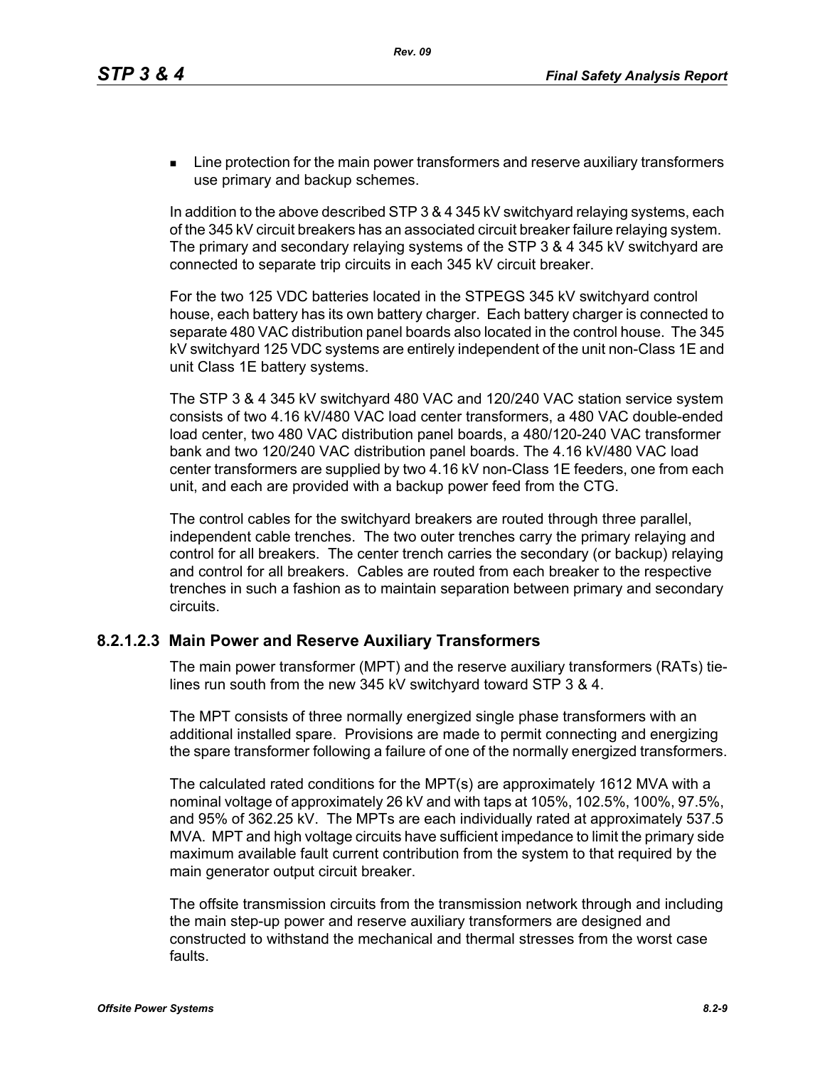- Line protection for the main power transformers and reserve auxiliary transformers use primary and backup schemes.

In addition to the above described STP 3 & 4 345 kV switchyard relaying systems, each of the 345 kV circuit breakers has an associated circuit breaker failure relaying system. The primary and secondary relaying systems of the STP 3 & 4 345 kV switchyard are connected to separate trip circuits in each 345 kV circuit breaker.

For the two 125 VDC batteries located in the STPEGS 345 kV switchyard control house, each battery has its own battery charger. Each battery charger is connected to separate 480 VAC distribution panel boards also located in the control house. The 345 kV switchyard 125 VDC systems are entirely independent of the unit non-Class 1E and unit Class 1E battery systems.

The STP 3 & 4 345 kV switchyard 480 VAC and 120/240 VAC station service system consists of two 4.16 kV/480 VAC load center transformers, a 480 VAC double-ended load center, two 480 VAC distribution panel boards, a 480/120-240 VAC transformer bank and two 120/240 VAC distribution panel boards. The 4.16 kV/480 VAC load center transformers are supplied by two 4.16 kV non-Class 1E feeders, one from each unit, and each are provided with a backup power feed from the CTG.

The control cables for the switchyard breakers are routed through three parallel, independent cable trenches. The two outer trenches carry the primary relaying and control for all breakers. The center trench carries the secondary (or backup) relaying and control for all breakers. Cables are routed from each breaker to the respective trenches in such a fashion as to maintain separation between primary and secondary circuits.

### 8.2.1.2.3 Main Power and Reserve Auxiliary Transformers

The main power transformer (MPT) and the reserve auxiliary transformers (RATs) tie-lines run south from the new 345 kV switchyard toward STP 3 & 4.

The MPT consists of three normally energized single phase transformers with an additional installed spare. Provisions are made to permit connecting and energizing the spare transformer following a failure of one of the normally energized transformers.

The calculated rated conditions for the MPT(s) are approximately 1612 MVA with a nominal voltage of approximately 26 kV and with taps at 105%, 102.5%, 100%, 97.5%, and 95% of 362.25 kV. The MPTs are each individually rated at approximately 537.5 MVA. MPT and high voltage circuits have sufficient impedance to limit the primary side maximum available fault current contribution from the system to that required by the main generator output circuit breaker.

The offsite transmission circuits from the transmission network through and including the main step-up power and reserve auxiliary transformers are designed and constructed to withstand the mechanical and thermal stresses from the worst case faults.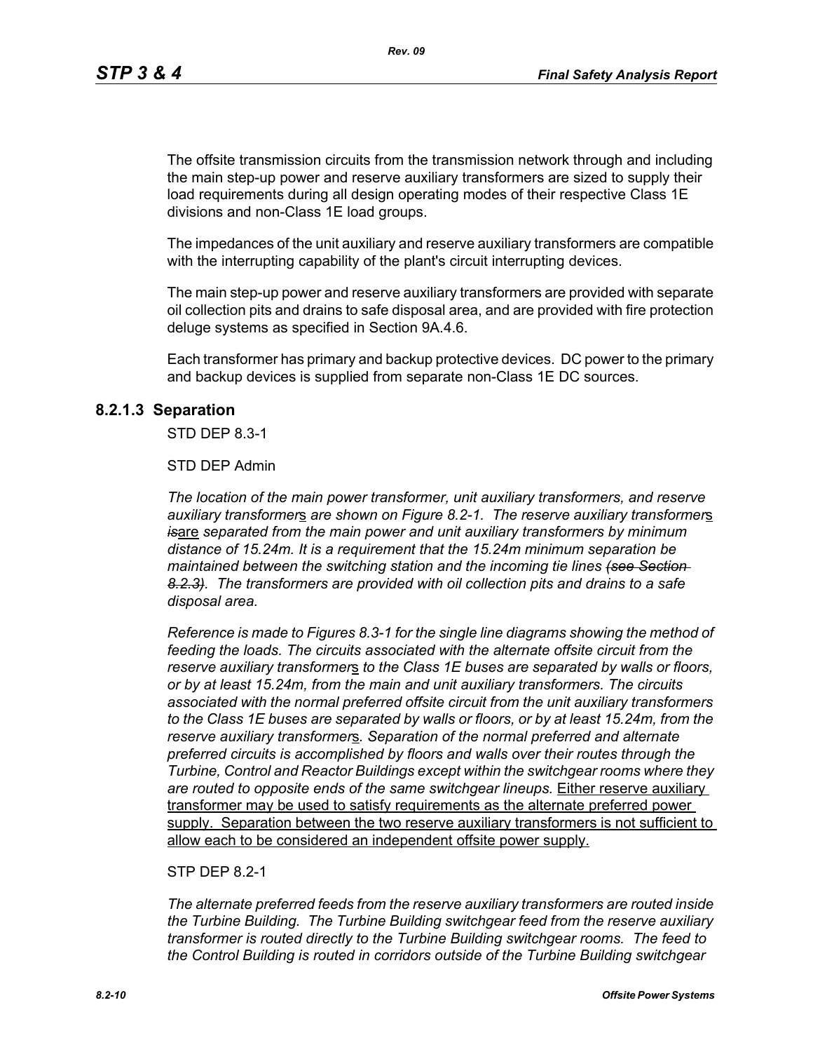The offsite transmission circuits from the transmission network through and including the main step-up power and reserve auxiliary transformers are sized to supply their load requirements during all design operating modes of their respective Class 1E divisions and non-Class 1E load groups.

The impedances of the unit auxiliary and reserve auxiliary transformers are compatible with the interrupting capability of the plant's circuit interrupting devices.

The main step-up power and reserve auxiliary transformers are provided with separate oil collection pits and drains to safe disposal area, and are provided with fire protection deluge systems as specified in Section 9A.4.6.

Each transformer has primary and backup protective devices. DC power to the primary and backup devices is supplied from separate non-Class 1E DC sources.

### 8.2.1.3 Separation

STD DEP 8.3-1

STD DEP Admin

*The location of the main power transformer, unit auxiliary transformers, and reserve auxiliary transformer*<u>s</u> *are shown on Figure 8.2-1. The reserve auxiliary transformer*<u>s</u> ~~*is*~~<u>are</u> *separated from the main power and unit auxiliary transformers by minimum distance of 15.24m. It is a requirement that the 15.24m minimum separation be maintained between the switching station and the incoming tie lines* ~~*(see Section 8.2.3)*~~*. The transformers are provided with oil collection pits and drains to a safe disposal area.*

*Reference is made to Figures 8.3-1 for the single line diagrams showing the method of feeding the loads. The circuits associated with the alternate offsite circuit from the reserve auxiliary transformer*<u>s</u> *to the Class 1E buses are separated by walls or floors, or by at least 15.24m, from the main and unit auxiliary transformers. The circuits associated with the normal preferred offsite circuit from the unit auxiliary transformers to the Class 1E buses are separated by walls or floors, or by at least 15.24m, from the reserve auxiliary transformer*<u>s</u>*. Separation of the normal preferred and alternate preferred circuits is accomplished by floors and walls over their routes through the Turbine, Control and Reactor Buildings except within the switchgear rooms where they are routed to opposite ends of the same switchgear lineups.* <u>Either reserve auxiliary transformer may be used to satisfy requirements as the alternate preferred power supply. Separation between the two reserve auxiliary transformers is not sufficient to allow each to be considered an independent offsite power supply.</u>

STP DEP 8.2-1

*The alternate preferred feeds from the reserve auxiliary transformers are routed inside the Turbine Building. The Turbine Building switchgear feed from the reserve auxiliary transformer is routed directly to the Turbine Building switchgear rooms. The feed to the Control Building is routed in corridors outside of the Turbine Building switchgear*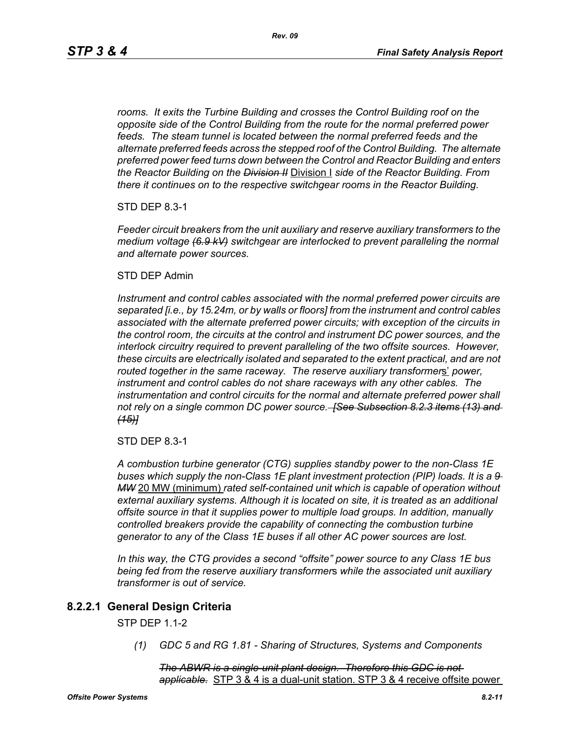*rooms. It exits the Turbine Building and crosses the Control Building roof on the opposite side of the Control Building from the route for the normal preferred power feeds. The steam tunnel is located between the normal preferred feeds and the alternate preferred feeds across the stepped roof of the Control Building. The alternate preferred power feed turns down between the Control and Reactor Building and enters the Reactor Building on the ~~Division II~~* <u>Division I</u> *side of the Reactor Building. From there it continues on to the respective switchgear rooms in the Reactor Building.*

STD DEP 8.3-1

*Feeder circuit breakers from the unit auxiliary and reserve auxiliary transformers to the medium voltage ~~(6.9 kV)~~ switchgear are interlocked to prevent paralleling the normal and alternate power sources.*

STD DEP Admin

*Instrument and control cables associated with the normal preferred power circuits are separated [i.e., by 15.24m, or by walls or floors] from the instrument and control cables associated with the alternate preferred power circuits; with exception of the circuits in the control room, the circuits at the control and instrument DC power sources, and the interlock circuitry required to prevent paralleling of the two offsite sources. However, these circuits are electrically isolated and separated to the extent practical, and are not routed together in the same raceway. The reserve auxiliary transformer*<u>s'</u> *power, instrument and control cables do not share raceways with any other cables. The instrumentation and control circuits for the normal and alternate preferred power shall not rely on a single common DC power source. ~~[See Subsection 8.2.3 items (13) and (15)]~~*

STD DEP 8.3-1

*A combustion turbine generator (CTG) supplies standby power to the non-Class 1E buses which supply the non-Class 1E plant investment protection (PIP) loads. It is a ~~9 MW~~* <u>20 MW (minimum)</u> *rated self-contained unit which is capable of operation without external auxiliary systems. Although it is located on site, it is treated as an additional offsite source in that it supplies power to multiple load groups. In addition, manually controlled breakers provide the capability of connecting the combustion turbine generator to any of the Class 1E buses if all other AC power sources are lost.*

*In this way, the CTG provides a second "offsite" power source to any Class 1E bus being fed from the reserve auxiliary transformer*s *while the associated unit auxiliary transformer is out of service.*

### 8.2.2.1 General Design Criteria

STP DEP 1.1-2

*(1) GDC 5 and RG 1.81 - Sharing of Structures, Systems and Components*

*~~The ABWR is a single-unit plant design. Therefore this GDC is not applicable.~~* <u>STP 3 & 4 is a dual-unit station. STP 3 & 4 receive offsite power</u>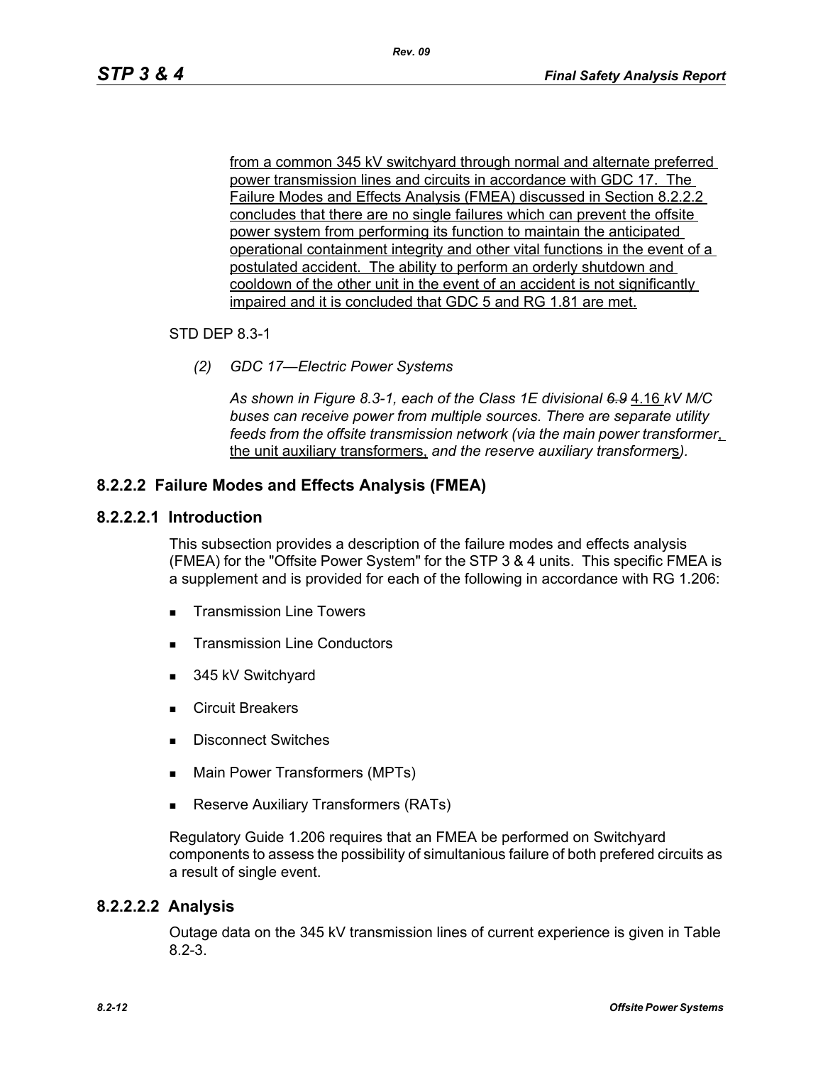from a common 345 kV switchyard through normal and alternate preferred power transmission lines and circuits in accordance with GDC 17. The Failure Modes and Effects Analysis (FMEA) discussed in Section 8.2.2.2 concludes that there are no single failures which can prevent the offsite power system from performing its function to maintain the anticipated operational containment integrity and other vital functions in the event of a postulated accident. The ability to perform an orderly shutdown and cooldown of the other unit in the event of an accident is not significantly impaired and it is concluded that GDC 5 and RG 1.81 are met.

STD DEP 8.3-1

*(2) GDC 17—Electric Power Systems*

*As shown in Figure 8.3-1, each of the Class 1E divisional ~~6.9~~ 4.16 kV M/C buses can receive power from multiple sources. There are separate utility feeds from the offsite transmission network (via the main power transformer, the unit auxiliary transformers, and the reserve auxiliary transformers).*

### 8.2.2.2 Failure Modes and Effects Analysis (FMEA)

#### 8.2.2.2.1 Introduction

This subsection provides a description of the failure modes and effects analysis (FMEA) for the "Offsite Power System" for the STP 3 & 4 units. This specific FMEA is a supplement and is provided for each of the following in accordance with RG 1.206:

- Transmission Line Towers
- Transmission Line Conductors
- 345 kV Switchyard
- Circuit Breakers
- Disconnect Switches
- Main Power Transformers (MPTs)
- Reserve Auxiliary Transformers (RATs)

Regulatory Guide 1.206 requires that an FMEA be performed on Switchyard components to assess the possibility of simultanious failure of both prefered circuits as a result of single event.

#### 8.2.2.2.2 Analysis

Outage data on the 345 kV transmission lines of current experience is given in Table 8.2-3.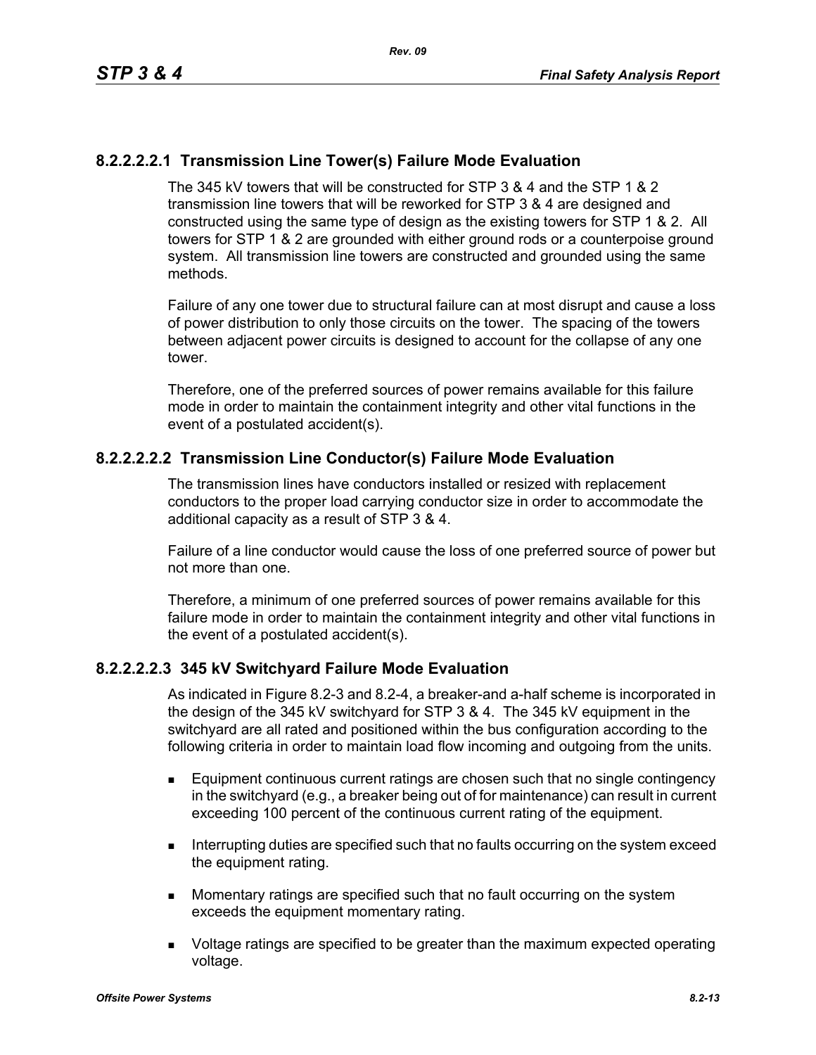#### 8.2.2.2.2.1 Transmission Line Tower(s) Failure Mode Evaluation

The 345 kV towers that will be constructed for STP 3 & 4 and the STP 1 & 2 transmission line towers that will be reworked for STP 3 & 4 are designed and constructed using the same type of design as the existing towers for STP 1 & 2. All towers for STP 1 & 2 are grounded with either ground rods or a counterpoise ground system. All transmission line towers are constructed and grounded using the same methods.

Failure of any one tower due to structural failure can at most disrupt and cause a loss of power distribution to only those circuits on the tower. The spacing of the towers between adjacent power circuits is designed to account for the collapse of any one tower.

Therefore, one of the preferred sources of power remains available for this failure mode in order to maintain the containment integrity and other vital functions in the event of a postulated accident(s).

#### 8.2.2.2.2.2 Transmission Line Conductor(s) Failure Mode Evaluation

The transmission lines have conductors installed or resized with replacement conductors to the proper load carrying conductor size in order to accommodate the additional capacity as a result of STP 3 & 4.

Failure of a line conductor would cause the loss of one preferred source of power but not more than one.

Therefore, a minimum of one preferred sources of power remains available for this failure mode in order to maintain the containment integrity and other vital functions in the event of a postulated accident(s).

#### 8.2.2.2.2.3 345 kV Switchyard Failure Mode Evaluation

As indicated in Figure 8.2-3 and 8.2-4, a breaker-and a-half scheme is incorporated in the design of the 345 kV switchyard for STP 3 & 4. The 345 kV equipment in the switchyard are all rated and positioned within the bus configuration according to the following criteria in order to maintain load flow incoming and outgoing from the units.

- Equipment continuous current ratings are chosen such that no single contingency in the switchyard (e.g., a breaker being out of for maintenance) can result in current exceeding 100 percent of the continuous current rating of the equipment.
- Interrupting duties are specified such that no faults occurring on the system exceed the equipment rating.
- Momentary ratings are specified such that no fault occurring on the system exceeds the equipment momentary rating.
- Voltage ratings are specified to be greater than the maximum expected operating voltage.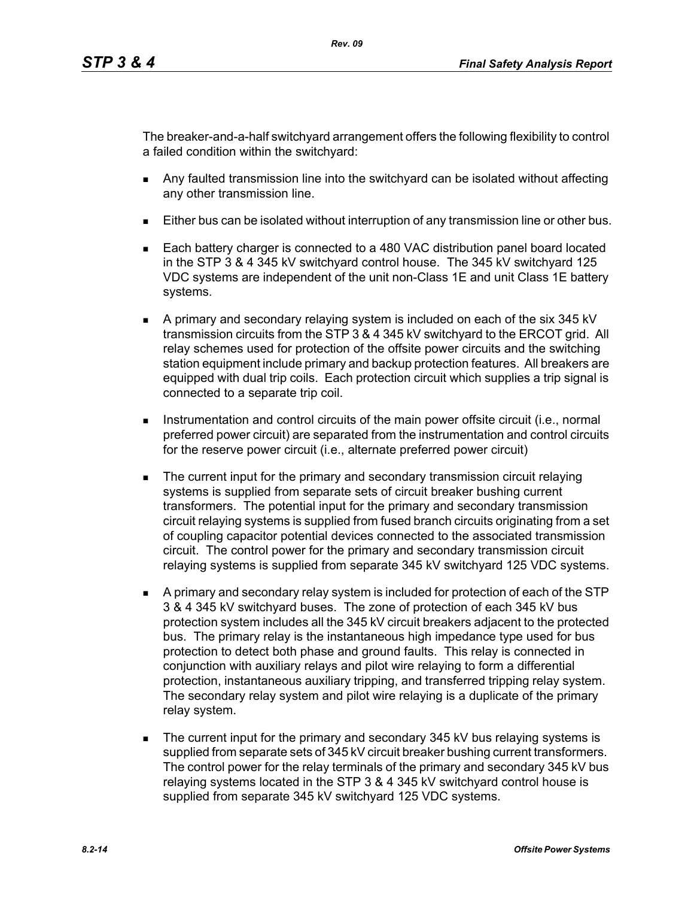The breaker-and-a-half switchyard arrangement offers the following flexibility to control a failed condition within the switchyard:

- Any faulted transmission line into the switchyard can be isolated without affecting any other transmission line.
- Either bus can be isolated without interruption of any transmission line or other bus.
- Each battery charger is connected to a 480 VAC distribution panel board located in the STP 3 & 4 345 kV switchyard control house. The 345 kV switchyard 125 VDC systems are independent of the unit non-Class 1E and unit Class 1E battery systems.
- A primary and secondary relaying system is included on each of the six 345 kV transmission circuits from the STP 3 & 4 345 kV switchyard to the ERCOT grid. All relay schemes used for protection of the offsite power circuits and the switching station equipment include primary and backup protection features. All breakers are equipped with dual trip coils. Each protection circuit which supplies a trip signal is connected to a separate trip coil.
- Instrumentation and control circuits of the main power offsite circuit (i.e., normal preferred power circuit) are separated from the instrumentation and control circuits for the reserve power circuit (i.e., alternate preferred power circuit)
- The current input for the primary and secondary transmission circuit relaying systems is supplied from separate sets of circuit breaker bushing current transformers. The potential input for the primary and secondary transmission circuit relaying systems is supplied from fused branch circuits originating from a set of coupling capacitor potential devices connected to the associated transmission circuit. The control power for the primary and secondary transmission circuit relaying systems is supplied from separate 345 kV switchyard 125 VDC systems.
- A primary and secondary relay system is included for protection of each of the STP 3 & 4 345 kV switchyard buses. The zone of protection of each 345 kV bus protection system includes all the 345 kV circuit breakers adjacent to the protected bus. The primary relay is the instantaneous high impedance type used for bus protection to detect both phase and ground faults. This relay is connected in conjunction with auxiliary relays and pilot wire relaying to form a differential protection, instantaneous auxiliary tripping, and transferred tripping relay system. The secondary relay system and pilot wire relaying is a duplicate of the primary relay system.
- The current input for the primary and secondary 345 kV bus relaying systems is supplied from separate sets of 345 kV circuit breaker bushing current transformers. The control power for the relay terminals of the primary and secondary 345 kV bus relaying systems located in the STP 3 & 4 345 kV switchyard control house is supplied from separate 345 kV switchyard 125 VDC systems.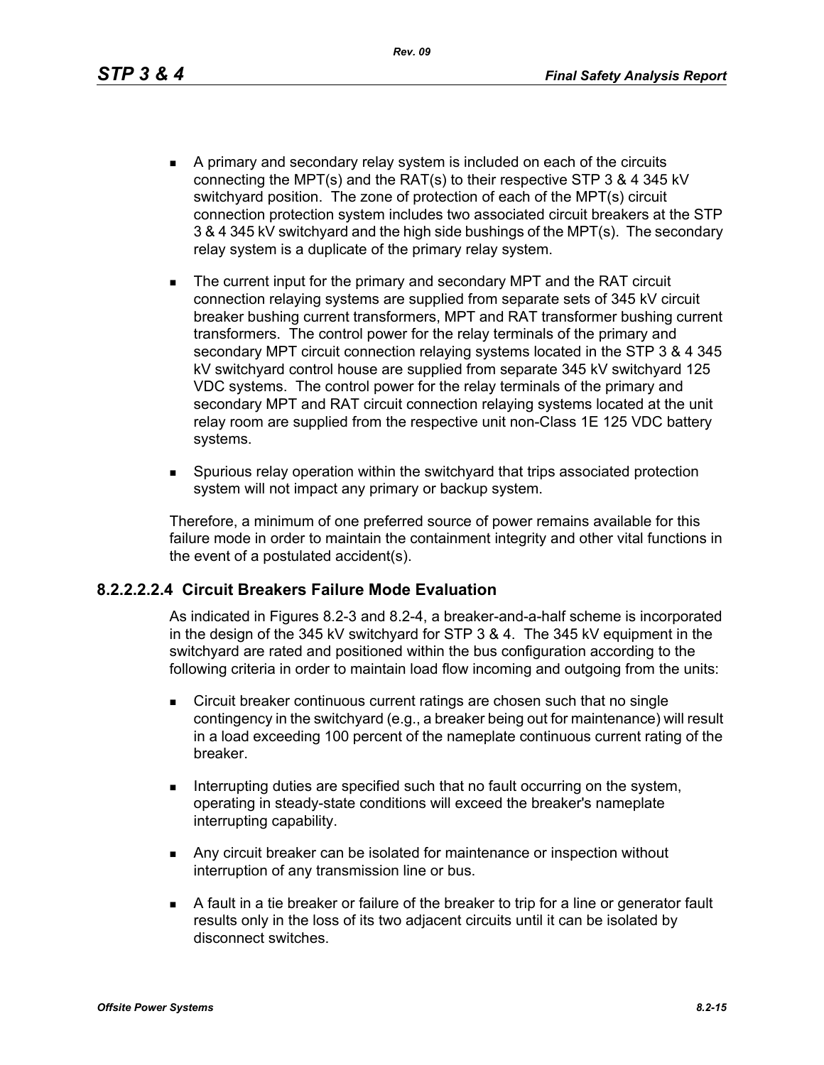- A primary and secondary relay system is included on each of the circuits connecting the MPT(s) and the RAT(s) to their respective STP 3 & 4 345 kV switchyard position. The zone of protection of each of the MPT(s) circuit connection protection system includes two associated circuit breakers at the STP 3 & 4 345 kV switchyard and the high side bushings of the MPT(s). The secondary relay system is a duplicate of the primary relay system.
- The current input for the primary and secondary MPT and the RAT circuit connection relaying systems are supplied from separate sets of 345 kV circuit breaker bushing current transformers, MPT and RAT transformer bushing current transformers. The control power for the relay terminals of the primary and secondary MPT circuit connection relaying systems located in the STP 3 & 4 345 kV switchyard control house are supplied from separate 345 kV switchyard 125 VDC systems. The control power for the relay terminals of the primary and secondary MPT and RAT circuit connection relaying systems located at the unit relay room are supplied from the respective unit non-Class 1E 125 VDC battery systems.
- Spurious relay operation within the switchyard that trips associated protection system will not impact any primary or backup system.

Therefore, a minimum of one preferred source of power remains available for this failure mode in order to maintain the containment integrity and other vital functions in the event of a postulated accident(s).

#### 8.2.2.2.2.4 Circuit Breakers Failure Mode Evaluation

As indicated in Figures 8.2-3 and 8.2-4, a breaker-and-a-half scheme is incorporated in the design of the 345 kV switchyard for STP 3 & 4. The 345 kV equipment in the switchyard are rated and positioned within the bus configuration according to the following criteria in order to maintain load flow incoming and outgoing from the units:

- Circuit breaker continuous current ratings are chosen such that no single contingency in the switchyard (e.g., a breaker being out for maintenance) will result in a load exceeding 100 percent of the nameplate continuous current rating of the breaker.
- Interrupting duties are specified such that no fault occurring on the system, operating in steady-state conditions will exceed the breaker's nameplate interrupting capability.
- Any circuit breaker can be isolated for maintenance or inspection without interruption of any transmission line or bus.
- A fault in a tie breaker or failure of the breaker to trip for a line or generator fault results only in the loss of its two adjacent circuits until it can be isolated by disconnect switches.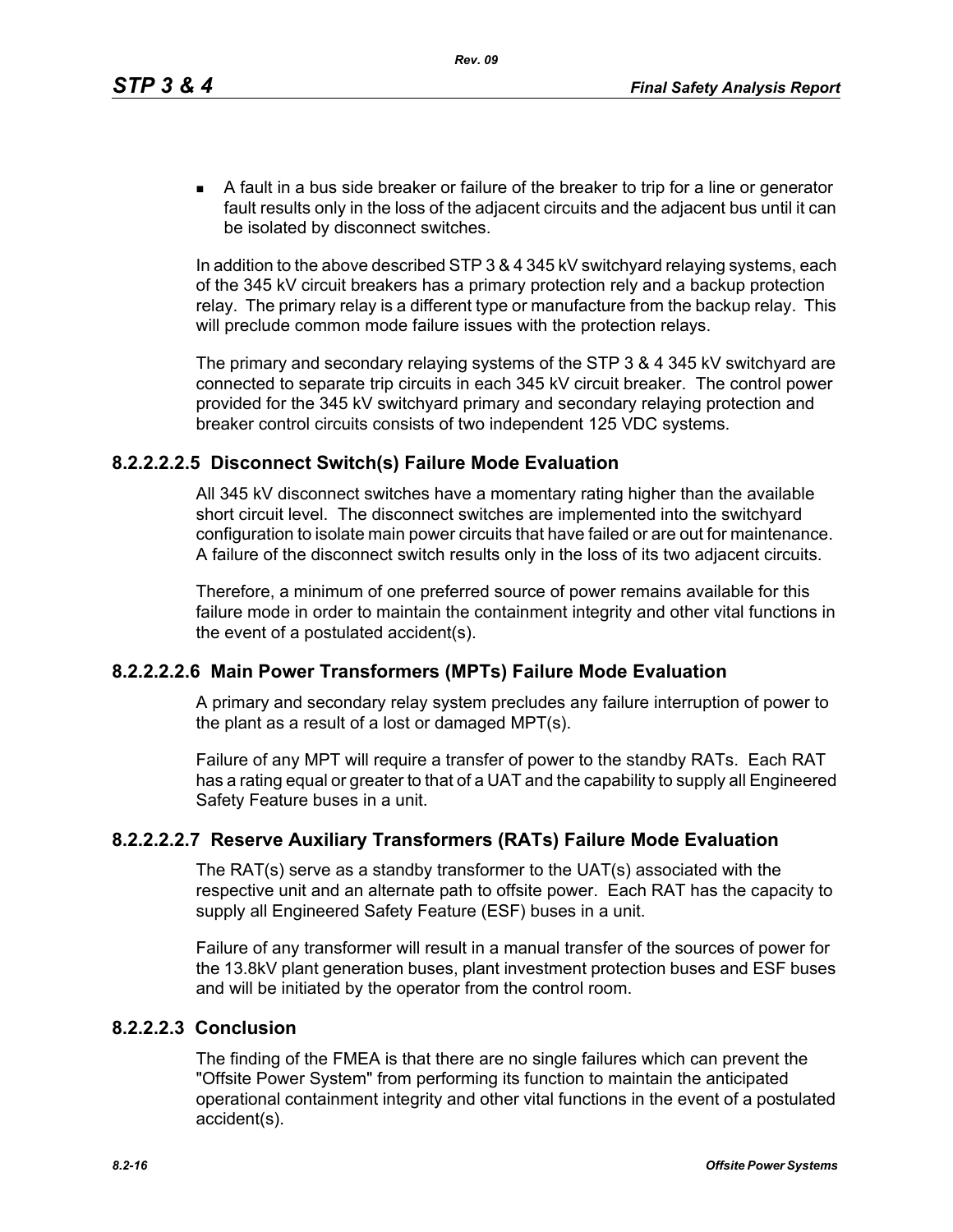- A fault in a bus side breaker or failure of the breaker to trip for a line or generator fault results only in the loss of the adjacent circuits and the adjacent bus until it can be isolated by disconnect switches.

In addition to the above described STP 3 & 4 345 kV switchyard relaying systems, each of the 345 kV circuit breakers has a primary protection rely and a backup protection relay. The primary relay is a different type or manufacture from the backup relay. This will preclude common mode failure issues with the protection relays.

The primary and secondary relaying systems of the STP 3 & 4 345 kV switchyard are connected to separate trip circuits in each 345 kV circuit breaker. The control power provided for the 345 kV switchyard primary and secondary relaying protection and breaker control circuits consists of two independent 125 VDC systems.

### 8.2.2.2.2.5 Disconnect Switch(s) Failure Mode Evaluation

All 345 kV disconnect switches have a momentary rating higher than the available short circuit level. The disconnect switches are implemented into the switchyard configuration to isolate main power circuits that have failed or are out for maintenance. A failure of the disconnect switch results only in the loss of its two adjacent circuits.

Therefore, a minimum of one preferred source of power remains available for this failure mode in order to maintain the containment integrity and other vital functions in the event of a postulated accident(s).

### 8.2.2.2.2.6 Main Power Transformers (MPTs) Failure Mode Evaluation

A primary and secondary relay system precludes any failure interruption of power to the plant as a result of a lost or damaged MPT(s).

Failure of any MPT will require a transfer of power to the standby RATs. Each RAT has a rating equal or greater to that of a UAT and the capability to supply all Engineered Safety Feature buses in a unit.

### 8.2.2.2.2.7 Reserve Auxiliary Transformers (RATs) Failure Mode Evaluation

The RAT(s) serve as a standby transformer to the UAT(s) associated with the respective unit and an alternate path to offsite power. Each RAT has the capacity to supply all Engineered Safety Feature (ESF) buses in a unit.

Failure of any transformer will result in a manual transfer of the sources of power for the 13.8kV plant generation buses, plant investment protection buses and ESF buses and will be initiated by the operator from the control room.

### 8.2.2.2.3 Conclusion

The finding of the FMEA is that there are no single failures which can prevent the "Offsite Power System" from performing its function to maintain the anticipated operational containment integrity and other vital functions in the event of a postulated accident(s).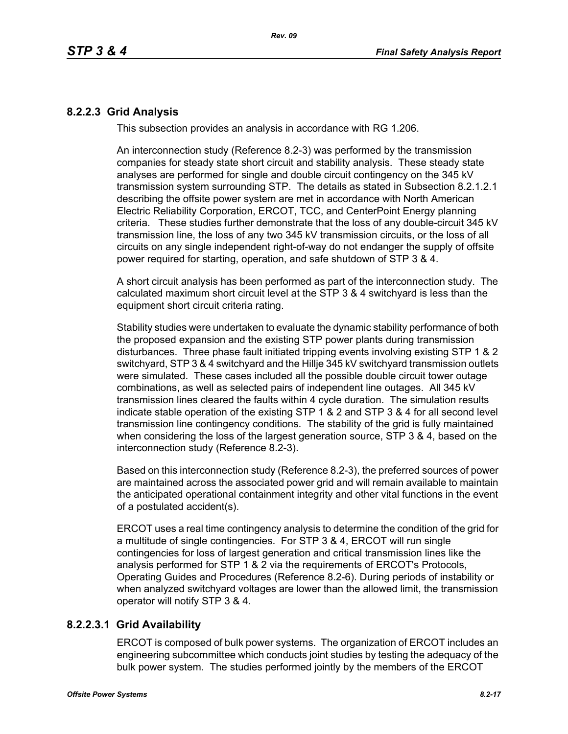### 8.2.2.3 Grid Analysis

This subsection provides an analysis in accordance with RG 1.206.

An interconnection study (Reference 8.2-3) was performed by the transmission companies for steady state short circuit and stability analysis. These steady state analyses are performed for single and double circuit contingency on the 345 kV transmission system surrounding STP. The details as stated in Subsection 8.2.1.2.1 describing the offsite power system are met in accordance with North American Electric Reliability Corporation, ERCOT, TCC, and CenterPoint Energy planning criteria. These studies further demonstrate that the loss of any double-circuit 345 kV transmission line, the loss of any two 345 kV transmission circuits, or the loss of all circuits on any single independent right-of-way do not endanger the supply of offsite power required for starting, operation, and safe shutdown of STP 3 & 4.

A short circuit analysis has been performed as part of the interconnection study. The calculated maximum short circuit level at the STP 3 & 4 switchyard is less than the equipment short circuit criteria rating.

Stability studies were undertaken to evaluate the dynamic stability performance of both the proposed expansion and the existing STP power plants during transmission disturbances. Three phase fault initiated tripping events involving existing STP 1 & 2 switchyard, STP 3 & 4 switchyard and the Hillje 345 kV switchyard transmission outlets were simulated. These cases included all the possible double circuit tower outage combinations, as well as selected pairs of independent line outages. All 345 kV transmission lines cleared the faults within 4 cycle duration. The simulation results indicate stable operation of the existing STP 1 & 2 and STP 3 & 4 for all second level transmission line contingency conditions. The stability of the grid is fully maintained when considering the loss of the largest generation source, STP 3 & 4, based on the interconnection study (Reference 8.2-3).

Based on this interconnection study (Reference 8.2-3), the preferred sources of power are maintained across the associated power grid and will remain available to maintain the anticipated operational containment integrity and other vital functions in the event of a postulated accident(s).

ERCOT uses a real time contingency analysis to determine the condition of the grid for a multitude of single contingencies. For STP 3 & 4, ERCOT will run single contingencies for loss of largest generation and critical transmission lines like the analysis performed for STP 1 & 2 via the requirements of ERCOT's Protocols, Operating Guides and Procedures (Reference 8.2-6). During periods of instability or when analyzed switchyard voltages are lower than the allowed limit, the transmission operator will notify STP 3 & 4.

#### 8.2.2.3.1 Grid Availability

ERCOT is composed of bulk power systems. The organization of ERCOT includes an engineering subcommittee which conducts joint studies by testing the adequacy of the bulk power system. The studies performed jointly by the members of the ERCOT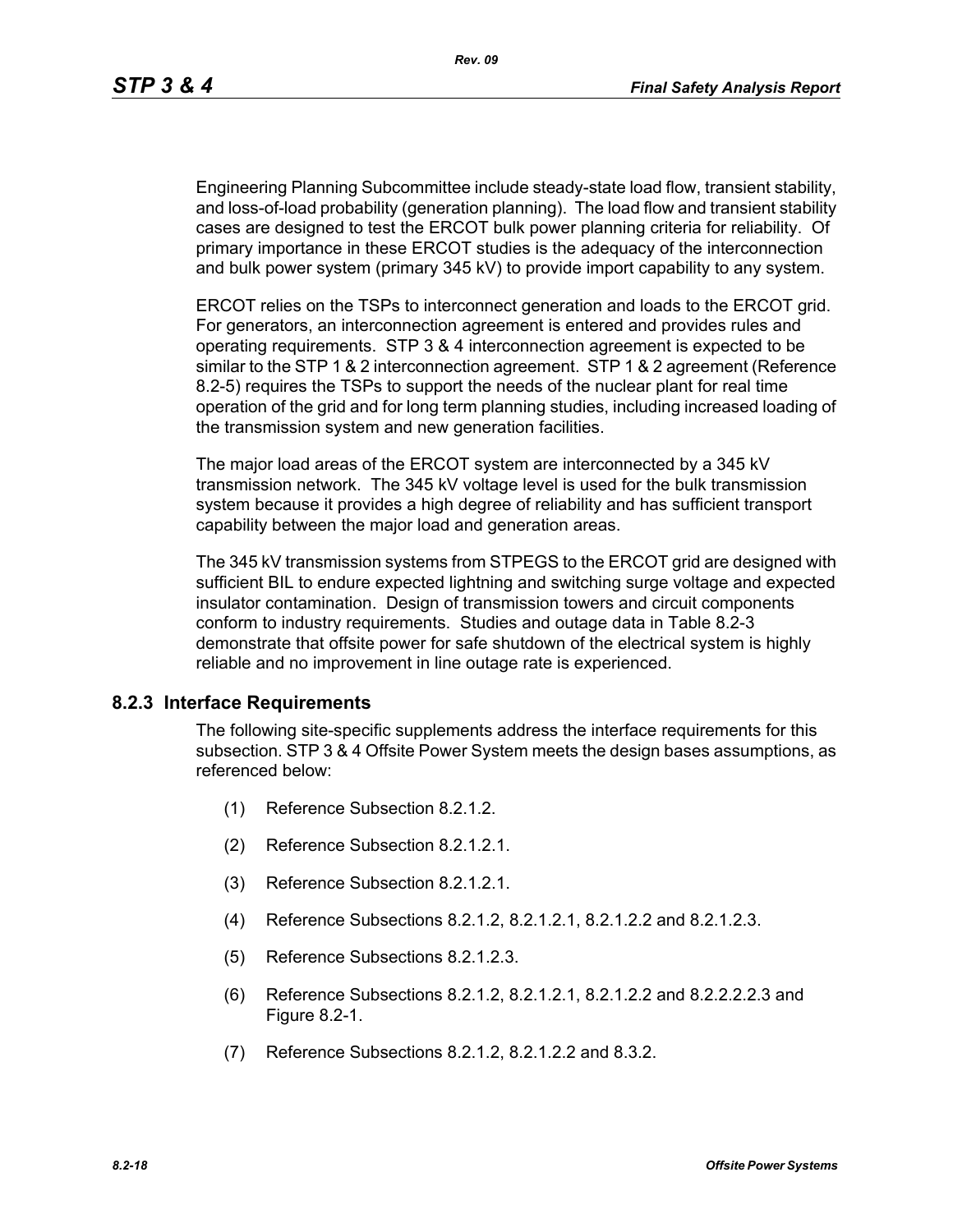Engineering Planning Subcommittee include steady-state load flow, transient stability, and loss-of-load probability (generation planning). The load flow and transient stability cases are designed to test the ERCOT bulk power planning criteria for reliability. Of primary importance in these ERCOT studies is the adequacy of the interconnection and bulk power system (primary 345 kV) to provide import capability to any system.

ERCOT relies on the TSPs to interconnect generation and loads to the ERCOT grid. For generators, an interconnection agreement is entered and provides rules and operating requirements. STP 3 & 4 interconnection agreement is expected to be similar to the STP 1 & 2 interconnection agreement. STP 1 & 2 agreement (Reference 8.2-5) requires the TSPs to support the needs of the nuclear plant for real time operation of the grid and for long term planning studies, including increased loading of the transmission system and new generation facilities.

The major load areas of the ERCOT system are interconnected by a 345 kV transmission network. The 345 kV voltage level is used for the bulk transmission system because it provides a high degree of reliability and has sufficient transport capability between the major load and generation areas.

The 345 kV transmission systems from STPEGS to the ERCOT grid are designed with sufficient BIL to endure expected lightning and switching surge voltage and expected insulator contamination. Design of transmission towers and circuit components conform to industry requirements. Studies and outage data in Table 8.2-3 demonstrate that offsite power for safe shutdown of the electrical system is highly reliable and no improvement in line outage rate is experienced.

### 8.2.3 Interface Requirements

The following site-specific supplements address the interface requirements for this subsection. STP 3 & 4 Offsite Power System meets the design bases assumptions, as referenced below:

(1) Reference Subsection 8.2.1.2.

(2) Reference Subsection 8.2.1.2.1.

(3) Reference Subsection 8.2.1.2.1.

(4) Reference Subsections 8.2.1.2, 8.2.1.2.1, 8.2.1.2.2 and 8.2.1.2.3.

(5) Reference Subsections 8.2.1.2.3.

(6) Reference Subsections 8.2.1.2, 8.2.1.2.1, 8.2.1.2.2 and 8.2.2.2.2.3 and Figure 8.2-1.

(7) Reference Subsections 8.2.1.2, 8.2.1.2.2 and 8.3.2.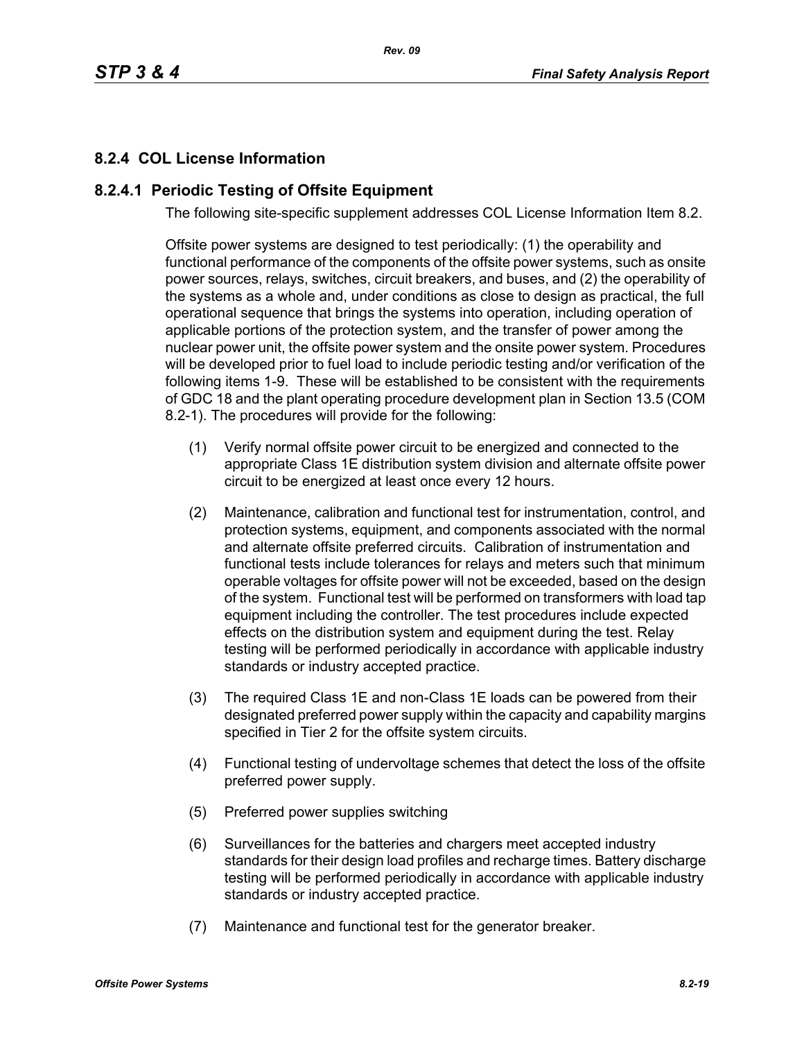## 8.2.4 COL License Information

### 8.2.4.1 Periodic Testing of Offsite Equipment

The following site-specific supplement addresses COL License Information Item 8.2.

Offsite power systems are designed to test periodically: (1) the operability and functional performance of the components of the offsite power systems, such as onsite power sources, relays, switches, circuit breakers, and buses, and (2) the operability of the systems as a whole and, under conditions as close to design as practical, the full operational sequence that brings the systems into operation, including operation of applicable portions of the protection system, and the transfer of power among the nuclear power unit, the offsite power system and the onsite power system. Procedures will be developed prior to fuel load to include periodic testing and/or verification of the following items 1-9. These will be established to be consistent with the requirements of GDC 18 and the plant operating procedure development plan in Section 13.5 (COM 8.2-1). The procedures will provide for the following:

(1) Verify normal offsite power circuit to be energized and connected to the appropriate Class 1E distribution system division and alternate offsite power circuit to be energized at least once every 12 hours.

(2) Maintenance, calibration and functional test for instrumentation, control, and protection systems, equipment, and components associated with the normal and alternate offsite preferred circuits. Calibration of instrumentation and functional tests include tolerances for relays and meters such that minimum operable voltages for offsite power will not be exceeded, based on the design of the system. Functional test will be performed on transformers with load tap equipment including the controller. The test procedures include expected effects on the distribution system and equipment during the test. Relay testing will be performed periodically in accordance with applicable industry standards or industry accepted practice.

(3) The required Class 1E and non-Class 1E loads can be powered from their designated preferred power supply within the capacity and capability margins specified in Tier 2 for the offsite system circuits.

(4) Functional testing of undervoltage schemes that detect the loss of the offsite preferred power supply.

(5) Preferred power supplies switching

(6) Surveillances for the batteries and chargers meet accepted industry standards for their design load profiles and recharge times. Battery discharge testing will be performed periodically in accordance with applicable industry standards or industry accepted practice.

(7) Maintenance and functional test for the generator breaker.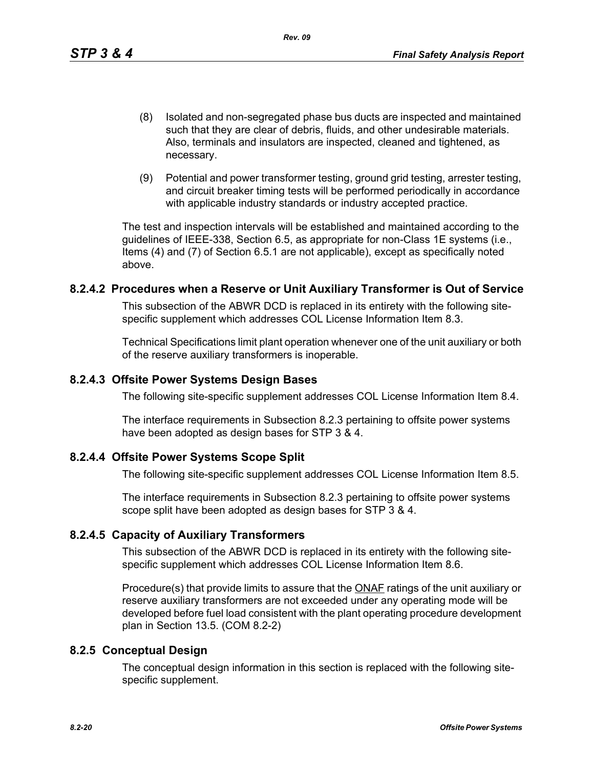(8) Isolated and non-segregated phase bus ducts are inspected and maintained such that they are clear of debris, fluids, and other undesirable materials. Also, terminals and insulators are inspected, cleaned and tightened, as necessary.

(9) Potential and power transformer testing, ground grid testing, arrester testing, and circuit breaker timing tests will be performed periodically in accordance with applicable industry standards or industry accepted practice.

The test and inspection intervals will be established and maintained according to the guidelines of IEEE-338, Section 6.5, as appropriate for non-Class 1E systems (i.e., Items (4) and (7) of Section 6.5.1 are not applicable), except as specifically noted above.

### 8.2.4.2 Procedures when a Reserve or Unit Auxiliary Transformer is Out of Service

This subsection of the ABWR DCD is replaced in its entirety with the following site-specific supplement which addresses COL License Information Item 8.3.

Technical Specifications limit plant operation whenever one of the unit auxiliary or both of the reserve auxiliary transformers is inoperable.

### 8.2.4.3 Offsite Power Systems Design Bases

The following site-specific supplement addresses COL License Information Item 8.4.

The interface requirements in Subsection 8.2.3 pertaining to offsite power systems have been adopted as design bases for STP 3 & 4.

### 8.2.4.4 Offsite Power Systems Scope Split

The following site-specific supplement addresses COL License Information Item 8.5.

The interface requirements in Subsection 8.2.3 pertaining to offsite power systems scope split have been adopted as design bases for STP 3 & 4.

### 8.2.4.5 Capacity of Auxiliary Transformers

This subsection of the ABWR DCD is replaced in its entirety with the following site-specific supplement which addresses COL License Information Item 8.6.

Procedure(s) that provide limits to assure that the ONAF ratings of the unit auxiliary or reserve auxiliary transformers are not exceeded under any operating mode will be developed before fuel load consistent with the plant operating procedure development plan in Section 13.5. (COM 8.2-2)

## 8.2.5 Conceptual Design

The conceptual design information in this section is replaced with the following site-specific supplement.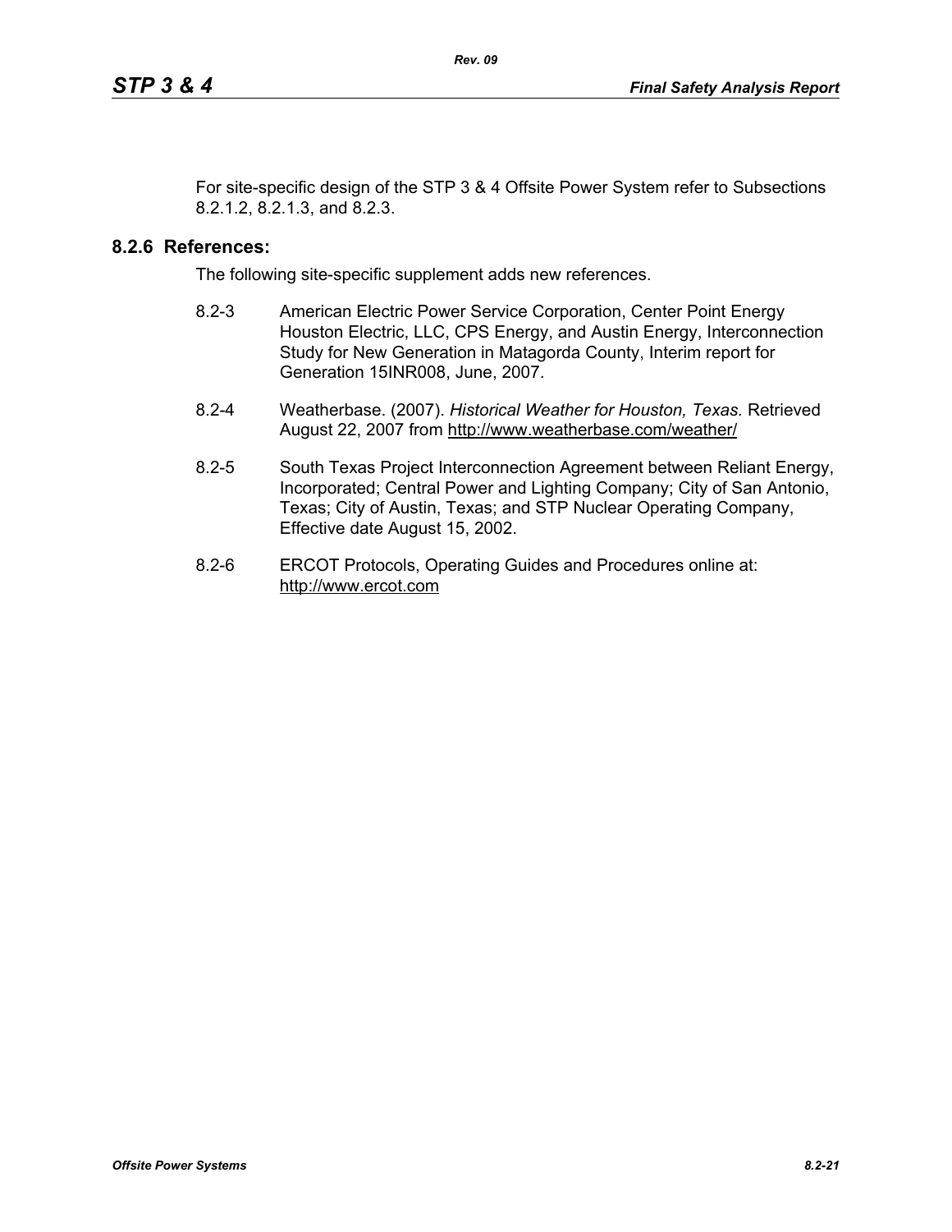For site-specific design of the STP 3 & 4 Offsite Power System refer to Subsections 8.2.1.2, 8.2.1.3, and 8.2.3.

## 8.2.6 References:

The following site-specific supplement adds new references.

8.2-3 American Electric Power Service Corporation, Center Point Energy Houston Electric, LLC, CPS Energy, and Austin Energy, Interconnection Study for New Generation in Matagorda County, Interim report for Generation 15INR008, June, 2007.

8.2-4 Weatherbase. (2007). *Historical Weather for Houston, Texas.* Retrieved August 22, 2007 from http://www.weatherbase.com/weather/

8.2-5 South Texas Project Interconnection Agreement between Reliant Energy, Incorporated; Central Power and Lighting Company; City of San Antonio, Texas; City of Austin, Texas; and STP Nuclear Operating Company, Effective date August 15, 2002.

8.2-6 ERCOT Protocols, Operating Guides and Procedures online at: http://www.ercot.com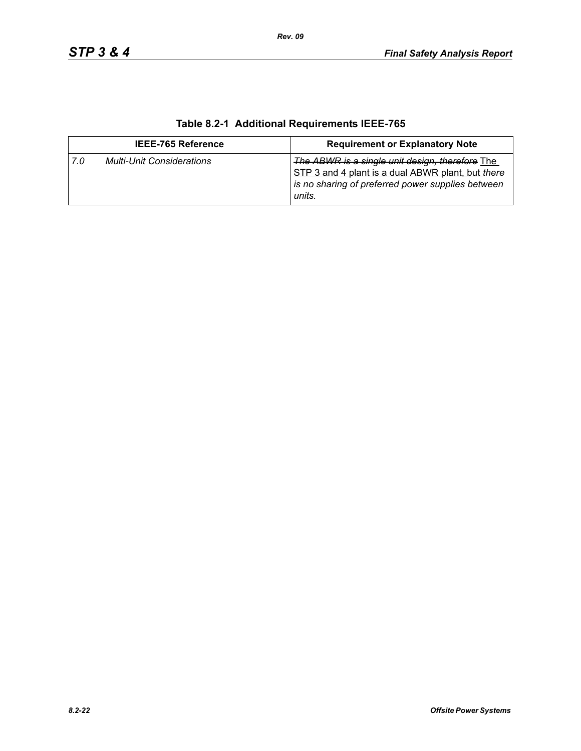**Table 8.2-1 Additional Requirements IEEE-765**

| IEEE-765 Reference | Requirement or Explanatory Note |
|---|---|
| *7.0 Multi-Unit Considerations* | ~~*The ABWR is a single unit design, therefore*~~ The STP 3 and 4 plant is a dual ABWR plant, but *there is no sharing of preferred power supplies between units.* |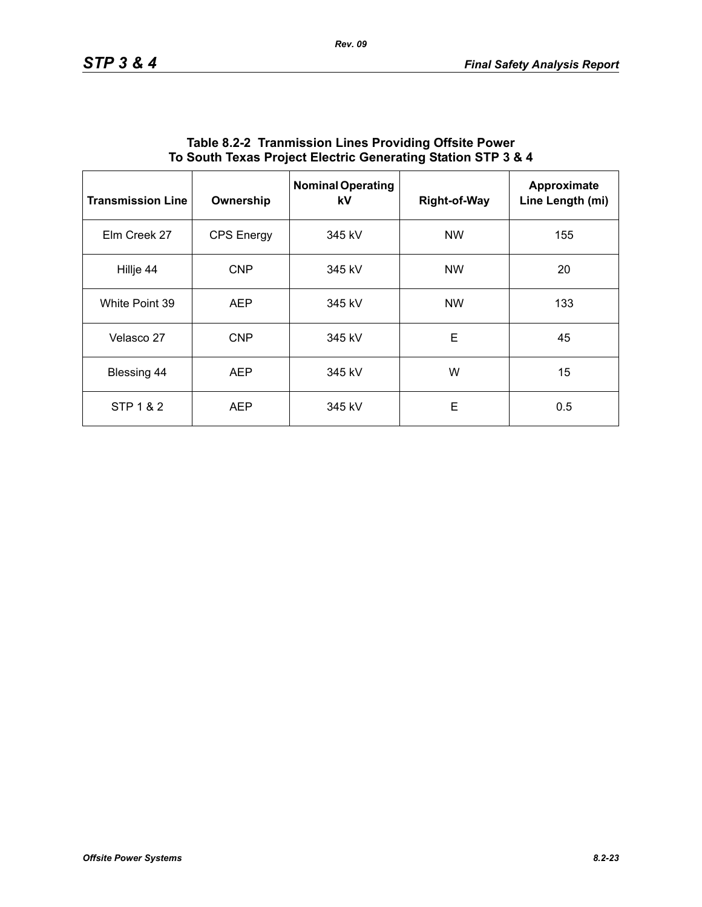**Table 8.2-2 Tranmission Lines Providing Offsite Power To South Texas Project Electric Generating Station STP 3 & 4**

| Transmission Line | Ownership | Nominal Operating kV | Right-of-Way | Approximate Line Length (mi) |
|---|---|---|---|---|
| Elm Creek 27 | CPS Energy | 345 kV | NW | 155 |
| Hillje 44 | CNP | 345 kV | NW | 20 |
| White Point 39 | AEP | 345 kV | NW | 133 |
| Velasco 27 | CNP | 345 kV | E | 45 |
| Blessing 44 | AEP | 345 kV | W | 15 |
| STP 1 & 2 | AEP | 345 kV | E | 0.5 |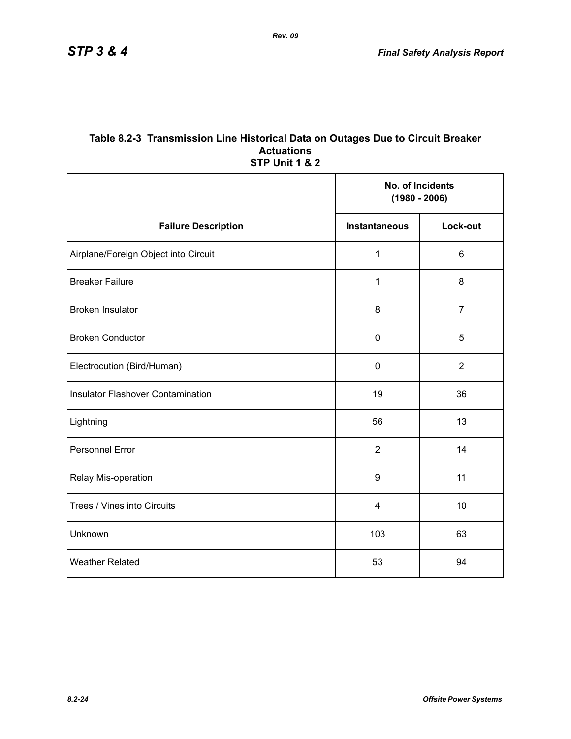## Table 8.2-3 Transmission Line Historical Data on Outages Due to Circuit Breaker Actuations STP Unit 1 & 2

| | No. of Incidents (1980 - 2006) | |
|---|---|---|
| **Failure Description** | **Instantaneous** | **Lock-out** |
| Airplane/Foreign Object into Circuit | 1 | 6 |
| Breaker Failure | 1 | 8 |
| Broken Insulator | 8 | 7 |
| Broken Conductor | 0 | 5 |
| Electrocution (Bird/Human) | 0 | 2 |
| Insulator Flashover Contamination | 19 | 36 |
| Lightning | 56 | 13 |
| Personnel Error | 2 | 14 |
| Relay Mis-operation | 9 | 11 |
| Trees / Vines into Circuits | 4 | 10 |
| Unknown | 103 | 63 |
| Weather Related | 53 | 94 |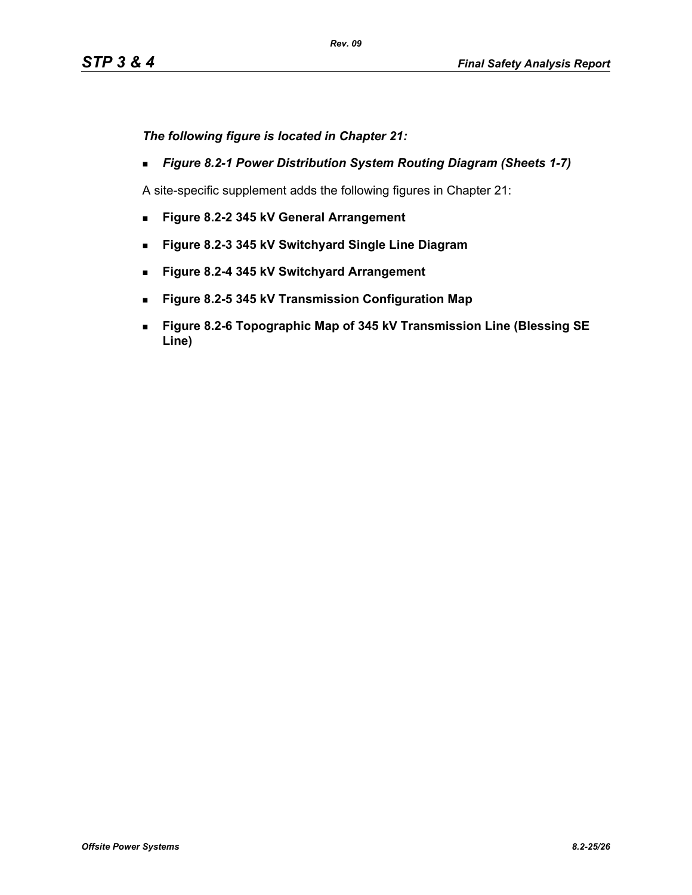*The following figure is located in Chapter 21:*

- ***Figure 8.2-1 Power Distribution System Routing Diagram (Sheets 1-7)***

A site-specific supplement adds the following figures in Chapter 21:

- **Figure 8.2-2 345 kV General Arrangement**
- **Figure 8.2-3 345 kV Switchyard Single Line Diagram**
- **Figure 8.2-4 345 kV Switchyard Arrangement**
- **Figure 8.2-5 345 kV Transmission Configuration Map**
- **Figure 8.2-6 Topographic Map of 345 kV Transmission Line (Blessing SE Line)**